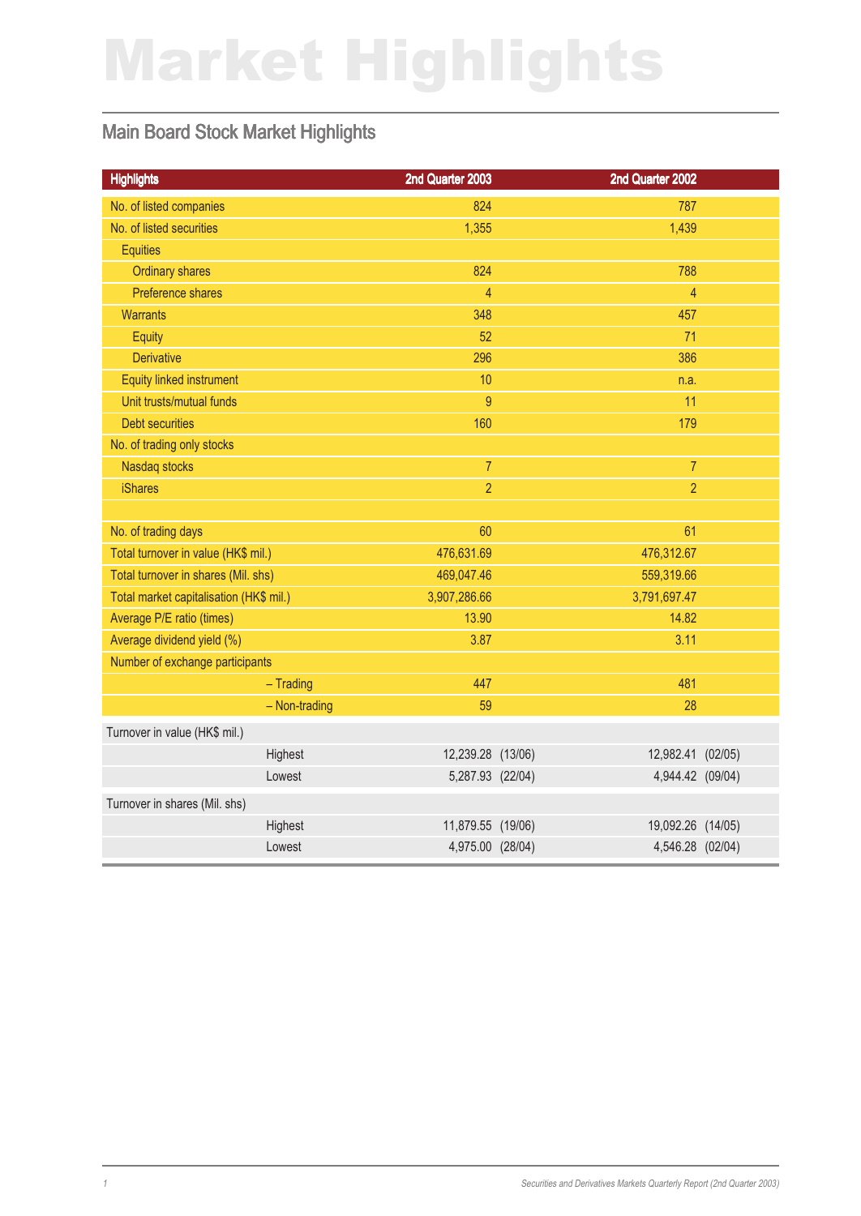# Market Highlights

## Main Board Stock Market Highlights

| Highlights | 2nd Quarter 2003 | 2nd Quarter 2002 |
|---|---|---|
| No. of listed companies | 824 | 787 |
| No. of listed securities | 1,355 | 1,439 |
| Equities | | |
| Ordinary shares | 824 | 788 |
| Preference shares | 4 | 4 |
| Warrants | 348 | 457 |
| Equity | 52 | 71 |
| Derivative | 296 | 386 |
| Equity linked instrument | 10 | n.a. |
| Unit trusts/mutual funds | 9 | 11 |
| Debt securities | 160 | 179 |
| No. of trading only stocks | | |
| Nasdaq stocks | 7 | 7 |
| iShares | 2 | 2 |
| | | |
| No. of trading days | 60 | 61 |
| Total turnover in value (HK$ mil.) | 476,631.69 | 476,312.67 |
| Total turnover in shares (Mil. shs) | 469,047.46 | 559,319.66 |
| Total market capitalisation (HK$ mil.) | 3,907,286.66 | 3,791,697.47 |
| Average P/E ratio (times) | 13.90 | 14.82 |
| Average dividend yield (%) | 3.87 | 3.11 |
| Number of exchange participants | | |
| – Trading | 447 | 481 |
| – Non-trading | 59 | 28 |
| Turnover in value (HK$ mil.) | | |
| Highest | 12,239.28 (13/06) | 12,982.41 (02/05) |
| Lowest | 5,287.93 (22/04) | 4,944.42 (09/04) |
| Turnover in shares (Mil. shs) | | |
| Highest | 11,879.55 (19/06) | 19,092.26 (14/05) |
| Lowest | 4,975.00 (28/04) | 4,546.28 (02/04) |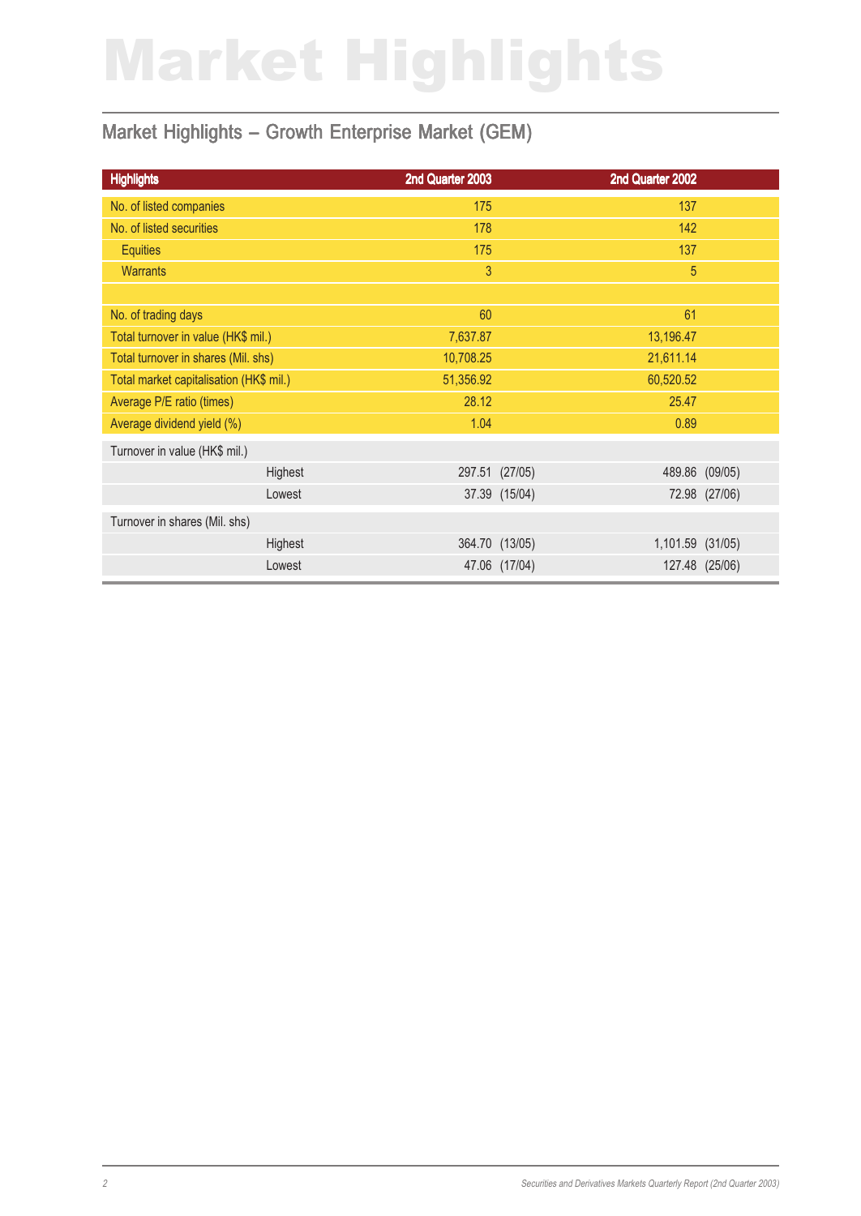# Market Highlights

## Market Highlights – Growth Enterprise Market (GEM)

| Highlights | 2nd Quarter 2003 | 2nd Quarter 2002 |
|---|---|---|
| No. of listed companies | 175 | 137 |
| No. of listed securities | 178 | 142 |
| Equities | 175 | 137 |
| Warrants | 3 | 5 |
| | | |
| No. of trading days | 60 | 61 |
| Total turnover in value (HK$ mil.) | 7,637.87 | 13,196.47 |
| Total turnover in shares (Mil. shs) | 10,708.25 | 21,611.14 |
| Total market capitalisation (HK$ mil.) | 51,356.92 | 60,520.52 |
| Average P/E ratio (times) | 28.12 | 25.47 |
| Average dividend yield (%) | 1.04 | 0.89 |
| Turnover in value (HK$ mil.) | | |
| Highest | 297.51 (27/05) | 489.86 (09/05) |
| Lowest | 37.39 (15/04) | 72.98 (27/06) |
| Turnover in shares (Mil. shs) | | |
| Highest | 364.70 (13/05) | 1,101.59 (31/05) |
| Lowest | 47.06 (17/04) | 127.48 (25/06) |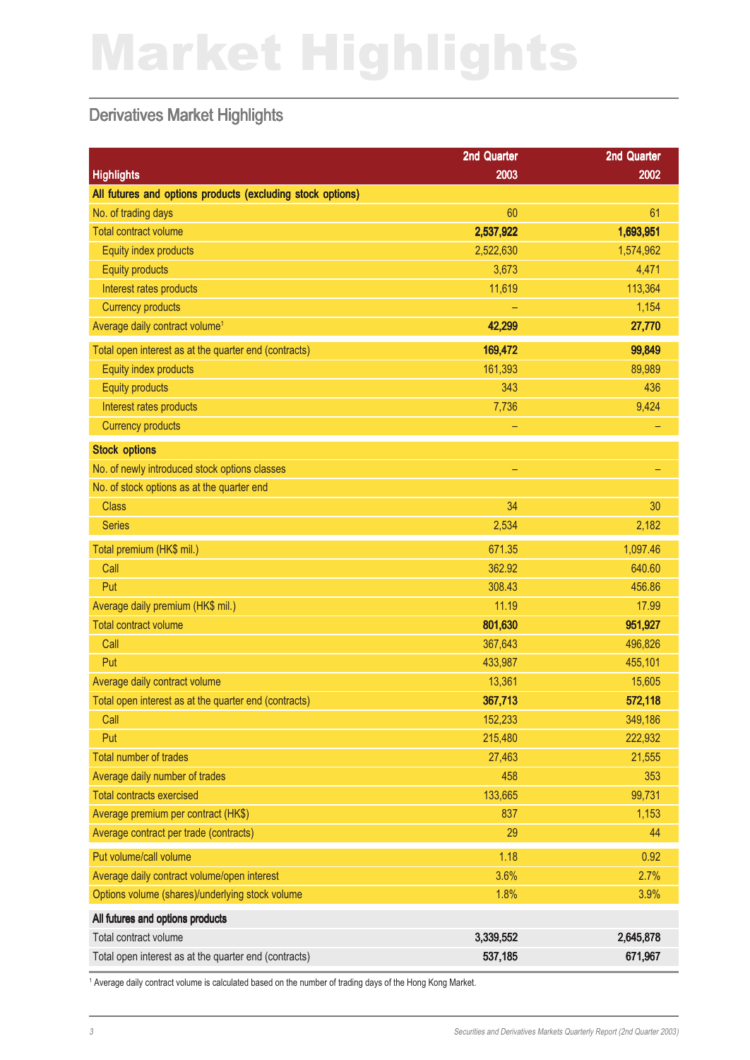# Market Highlights

## Derivatives Market Highlights

| Highlights | 2nd Quarter 2003 | 2nd Quarter 2002 |
|---|---|---|
| **All futures and options products (excluding stock options)** | | |
| No. of trading days | 60 | 61 |
| Total contract volume | **2,537,922** | **1,693,951** |
| Equity index products | 2,522,630 | 1,574,962 |
| Equity products | 3,673 | 4,471 |
| Interest rates products | 11,619 | 113,364 |
| Currency products | – | 1,154 |
| Average daily contract volume[1] | **42,299** | **27,770** |
| Total open interest as at the quarter end (contracts) | **169,472** | **99,849** |
| Equity index products | 161,393 | 89,989 |
| Equity products | 343 | 436 |
| Interest rates products | 7,736 | 9,424 |
| Currency products | – | – |
| **Stock options** | | |
| No. of newly introduced stock options classes | – | – |
| No. of stock options as at the quarter end | | |
| Class | 34 | 30 |
| Series | 2,534 | 2,182 |
| Total premium (HK$ mil.) | 671.35 | 1,097.46 |
| Call | 362.92 | 640.60 |
| Put | 308.43 | 456.86 |
| Average daily premium (HK$ mil.) | 11.19 | 17.99 |
| Total contract volume | **801,630** | **951,927** |
| Call | 367,643 | 496,826 |
| Put | 433,987 | 455,101 |
| Average daily contract volume | 13,361 | 15,605 |
| Total open interest as at the quarter end (contracts) | **367,713** | **572,118** |
| Call | 152,233 | 349,186 |
| Put | 215,480 | 222,932 |
| Total number of trades | 27,463 | 21,555 |
| Average daily number of trades | 458 | 353 |
| Total contracts exercised | 133,665 | 99,731 |
| Average premium per contract (HK$) | 837 | 1,153 |
| Average contract per trade (contracts) | 29 | 44 |
| Put volume/call volume | 1.18 | 0.92 |
| Average daily contract volume/open interest | 3.6% | 2.7% |
| Options volume (shares)/underlying stock volume | 1.8% | 3.9% |
| **All futures and options products** | | |
| Total contract volume | **3,339,552** | **2,645,878** |
| Total open interest as at the quarter end (contracts) | **537,185** | **671,967** |

[1] Average daily contract volume is calculated based on the number of trading days of the Hong Kong Market.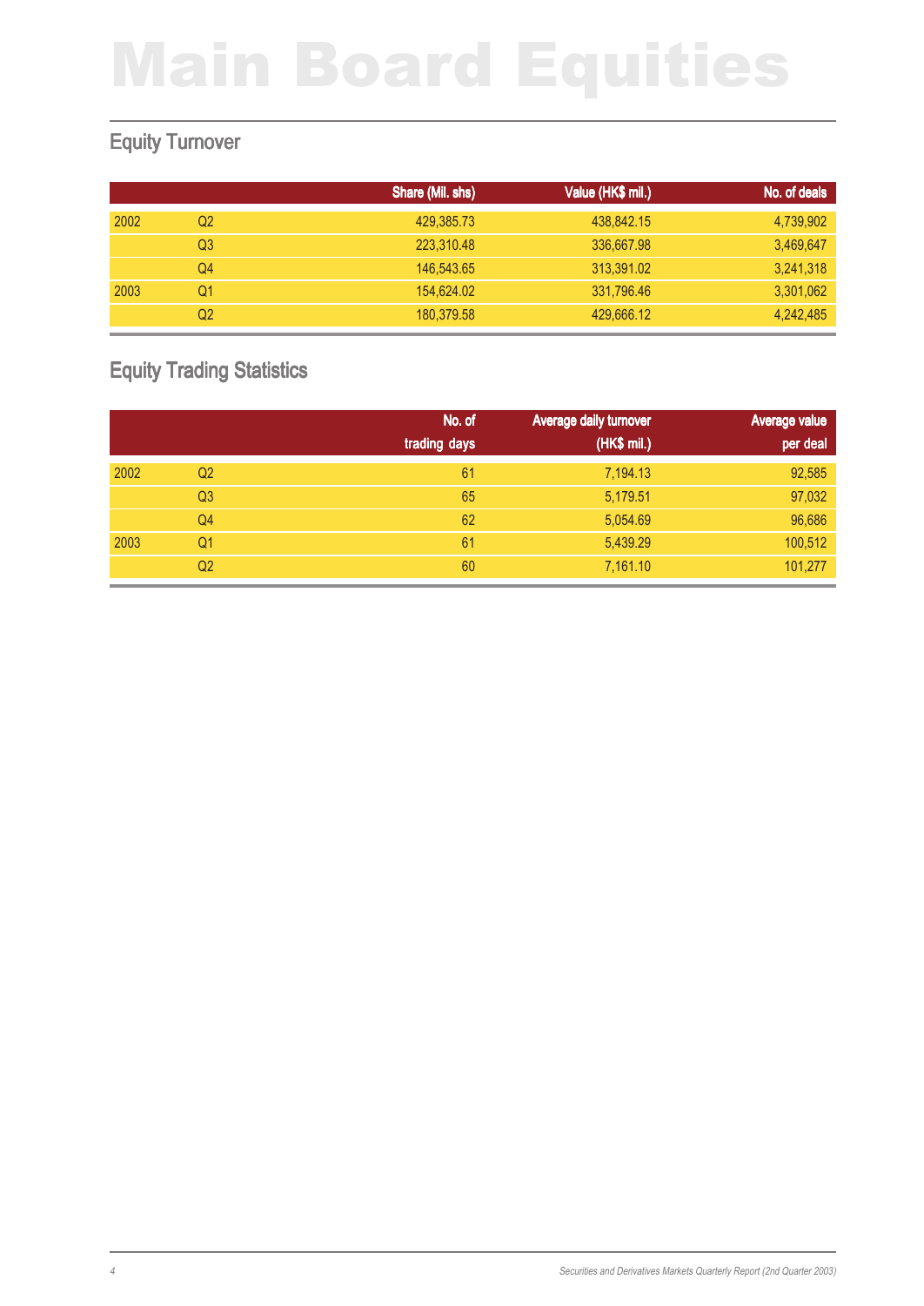# Main Board Equities

## Equity Turnover

| | | Share (Mil. shs) | Value (HK$ mil.) | No. of deals |
|---|---|---|---|---|
| 2002 | Q2 | 429,385.73 | 438,842.15 | 4,739,902 |
| | Q3 | 223,310.48 | 336,667.98 | 3,469,647 |
| | Q4 | 146,543.65 | 313,391.02 | 3,241,318 |
| 2003 | Q1 | 154,624.02 | 331,796.46 | 3,301,062 |
| | Q2 | 180,379.58 | 429,666.12 | 4,242,485 |

## Equity Trading Statistics

| | | No. of trading days | Average daily turnover (HK$ mil.) | Average value per deal |
|---|---|---|---|---|
| 2002 | Q2 | 61 | 7,194.13 | 92,585 |
| | Q3 | 65 | 5,179.51 | 97,032 |
| | Q4 | 62 | 5,054.69 | 96,686 |
| 2003 | Q1 | 61 | 5,439.29 | 100,512 |
| | Q2 | 60 | 7,161.10 | 101,277 |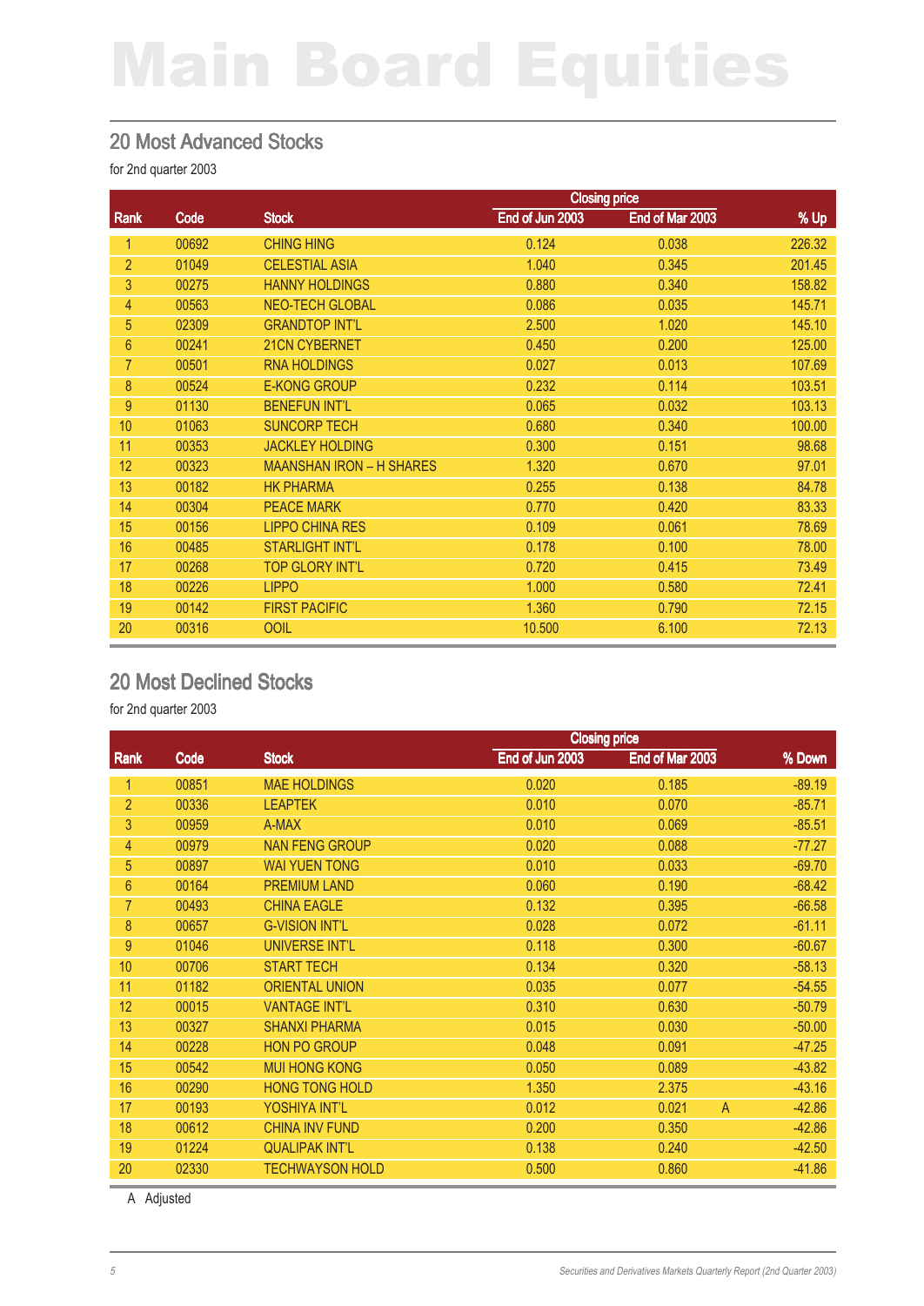# Main Board Equities

## 20 Most Advanced Stocks

for 2nd quarter 2003

| Rank | Code | Stock | Closing price | | % Up |
|---|---|---|---|---|---|
| | | | End of Jun 2003 | End of Mar 2003 | |
| 1 | 00692 | CHING HING | 0.124 | 0.038 | 226.32 |
| 2 | 01049 | CELESTIAL ASIA | 1.040 | 0.345 | 201.45 |
| 3 | 00275 | HANNY HOLDINGS | 0.880 | 0.340 | 158.82 |
| 4 | 00563 | NEO-TECH GLOBAL | 0.086 | 0.035 | 145.71 |
| 5 | 02309 | GRANDTOP INT'L | 2.500 | 1.020 | 145.10 |
| 6 | 00241 | 21CN CYBERNET | 0.450 | 0.200 | 125.00 |
| 7 | 00501 | RNA HOLDINGS | 0.027 | 0.013 | 107.69 |
| 8 | 00524 | E-KONG GROUP | 0.232 | 0.114 | 103.51 |
| 9 | 01130 | BENEFUN INT'L | 0.065 | 0.032 | 103.13 |
| 10 | 01063 | SUNCORP TECH | 0.680 | 0.340 | 100.00 |
| 11 | 00353 | JACKLEY HOLDING | 0.300 | 0.151 | 98.68 |
| 12 | 00323 | MAANSHAN IRON – H SHARES | 1.320 | 0.670 | 97.01 |
| 13 | 00182 | HK PHARMA | 0.255 | 0.138 | 84.78 |
| 14 | 00304 | PEACE MARK | 0.770 | 0.420 | 83.33 |
| 15 | 00156 | LIPPO CHINA RES | 0.109 | 0.061 | 78.69 |
| 16 | 00485 | STARLIGHT INT'L | 0.178 | 0.100 | 78.00 |
| 17 | 00268 | TOP GLORY INT'L | 0.720 | 0.415 | 73.49 |
| 18 | 00226 | LIPPO | 1.000 | 0.580 | 72.41 |
| 19 | 00142 | FIRST PACIFIC | 1.360 | 0.790 | 72.15 |
| 20 | 00316 | OOIL | 10.500 | 6.100 | 72.13 |

## 20 Most Declined Stocks

for 2nd quarter 2003

| Rank | Code | Stock | Closing price | | | % Down |
|---|---|---|---|---|---|---|
| | | | End of Jun 2003 | End of Mar 2003 | | |
| 1 | 00851 | MAE HOLDINGS | 0.020 | 0.185 | | -89.19 |
| 2 | 00336 | LEAPTEK | 0.010 | 0.070 | | -85.71 |
| 3 | 00959 | A-MAX | 0.010 | 0.069 | | -85.51 |
| 4 | 00979 | NAN FENG GROUP | 0.020 | 0.088 | | -77.27 |
| 5 | 00897 | WAI YUEN TONG | 0.010 | 0.033 | | -69.70 |
| 6 | 00164 | PREMIUM LAND | 0.060 | 0.190 | | -68.42 |
| 7 | 00493 | CHINA EAGLE | 0.132 | 0.395 | | -66.58 |
| 8 | 00657 | G-VISION INT'L | 0.028 | 0.072 | | -61.11 |
| 9 | 01046 | UNIVERSE INT'L | 0.118 | 0.300 | | -60.67 |
| 10 | 00706 | START TECH | 0.134 | 0.320 | | -58.13 |
| 11 | 01182 | ORIENTAL UNION | 0.035 | 0.077 | | -54.55 |
| 12 | 00015 | VANTAGE INT'L | 0.310 | 0.630 | | -50.79 |
| 13 | 00327 | SHANXI PHARMA | 0.015 | 0.030 | | -50.00 |
| 14 | 00228 | HON PO GROUP | 0.048 | 0.091 | | -47.25 |
| 15 | 00542 | MUI HONG KONG | 0.050 | 0.089 | | -43.82 |
| 16 | 00290 | HONG TONG HOLD | 1.350 | 2.375 | | -43.16 |
| 17 | 00193 | YOSHIYA INT'L | 0.012 | 0.021 | A | -42.86 |
| 18 | 00612 | CHINA INV FUND | 0.200 | 0.350 | | -42.86 |
| 19 | 01224 | QUALIPAK INT'L | 0.138 | 0.240 | | -42.50 |
| 20 | 02330 | TECHWAYSON HOLD | 0.500 | 0.860 | | -41.86 |

A Adjusted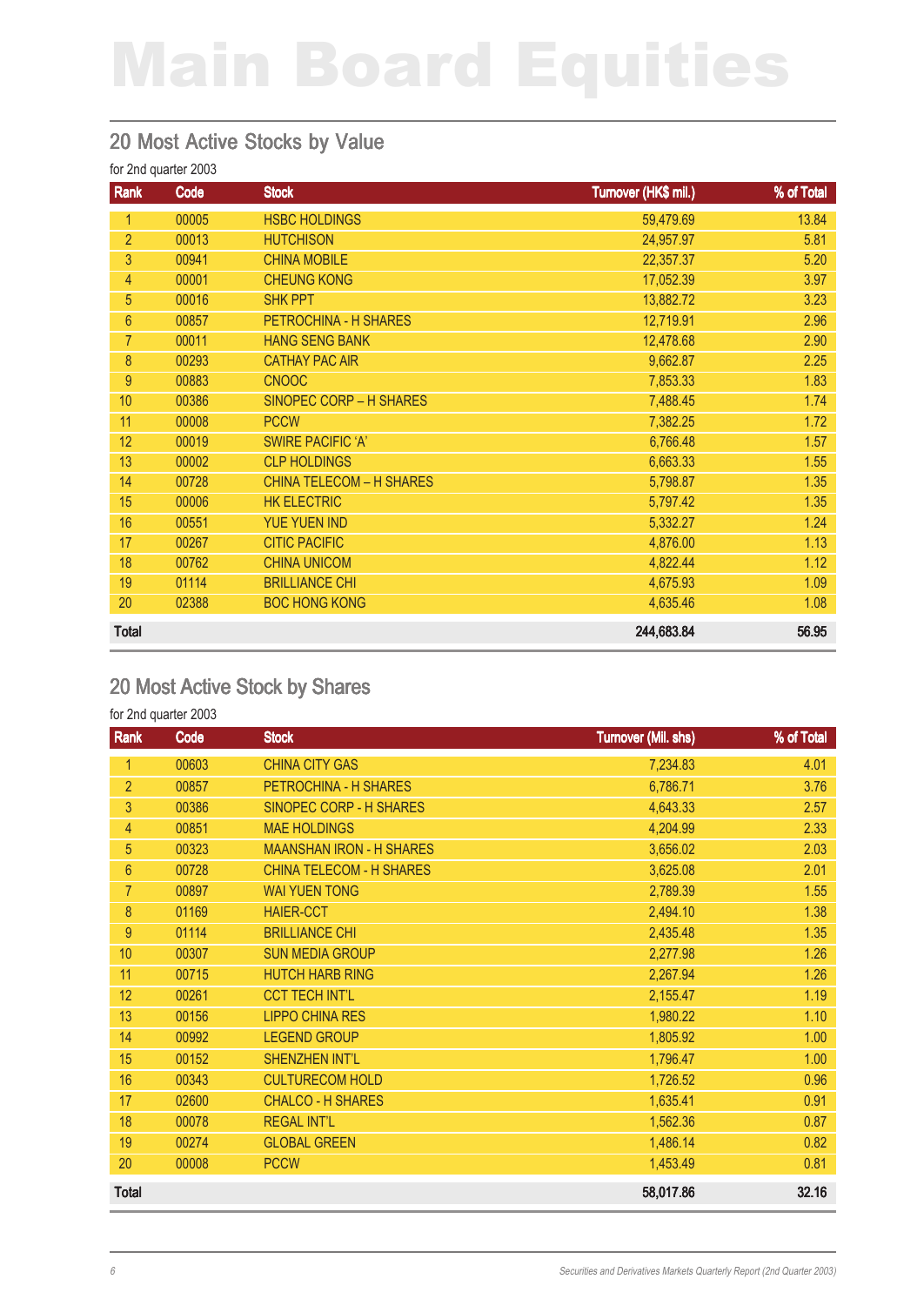# Main Board Equities

## 20 Most Active Stocks by Value

for 2nd quarter 2003

| Rank | Code | Stock | Turnover (HK$ mil.) | % of Total |
|---|---|---|---|---|
| 1 | 00005 | HSBC HOLDINGS | 59,479.69 | 13.84 |
| 2 | 00013 | HUTCHISON | 24,957.97 | 5.81 |
| 3 | 00941 | CHINA MOBILE | 22,357.37 | 5.20 |
| 4 | 00001 | CHEUNG KONG | 17,052.39 | 3.97 |
| 5 | 00016 | SHK PPT | 13,882.72 | 3.23 |
| 6 | 00857 | PETROCHINA - H SHARES | 12,719.91 | 2.96 |
| 7 | 00011 | HANG SENG BANK | 12,478.68 | 2.90 |
| 8 | 00293 | CATHAY PAC AIR | 9,662.87 | 2.25 |
| 9 | 00883 | CNOOC | 7,853.33 | 1.83 |
| 10 | 00386 | SINOPEC CORP – H SHARES | 7,488.45 | 1.74 |
| 11 | 00008 | PCCW | 7,382.25 | 1.72 |
| 12 | 00019 | SWIRE PACIFIC 'A' | 6,766.48 | 1.57 |
| 13 | 00002 | CLP HOLDINGS | 6,663.33 | 1.55 |
| 14 | 00728 | CHINA TELECOM – H SHARES | 5,798.87 | 1.35 |
| 15 | 00006 | HK ELECTRIC | 5,797.42 | 1.35 |
| 16 | 00551 | YUE YUEN IND | 5,332.27 | 1.24 |
| 17 | 00267 | CITIC PACIFIC | 4,876.00 | 1.13 |
| 18 | 00762 | CHINA UNICOM | 4,822.44 | 1.12 |
| 19 | 01114 | BRILLIANCE CHI | 4,675.93 | 1.09 |
| 20 | 02388 | BOC HONG KONG | 4,635.46 | 1.08 |
| **Total** | | | **244,683.84** | **56.95** |

## 20 Most Active Stock by Shares

for 2nd quarter 2003

| Rank | Code | Stock | Turnover (Mil. shs) | % of Total |
|---|---|---|---|---|
| 1 | 00603 | CHINA CITY GAS | 7,234.83 | 4.01 |
| 2 | 00857 | PETROCHINA - H SHARES | 6,786.71 | 3.76 |
| 3 | 00386 | SINOPEC CORP - H SHARES | 4,643.33 | 2.57 |
| 4 | 00851 | MAE HOLDINGS | 4,204.99 | 2.33 |
| 5 | 00323 | MAANSHAN IRON - H SHARES | 3,656.02 | 2.03 |
| 6 | 00728 | CHINA TELECOM - H SHARES | 3,625.08 | 2.01 |
| 7 | 00897 | WAI YUEN TONG | 2,789.39 | 1.55 |
| 8 | 01169 | HAIER-CCT | 2,494.10 | 1.38 |
| 9 | 01114 | BRILLIANCE CHI | 2,435.48 | 1.35 |
| 10 | 00307 | SUN MEDIA GROUP | 2,277.98 | 1.26 |
| 11 | 00715 | HUTCH HARB RING | 2,267.94 | 1.26 |
| 12 | 00261 | CCT TECH INT'L | 2,155.47 | 1.19 |
| 13 | 00156 | LIPPO CHINA RES | 1,980.22 | 1.10 |
| 14 | 00992 | LEGEND GROUP | 1,805.92 | 1.00 |
| 15 | 00152 | SHENZHEN INT'L | 1,796.47 | 1.00 |
| 16 | 00343 | CULTURECOM HOLD | 1,726.52 | 0.96 |
| 17 | 02600 | CHALCO - H SHARES | 1,635.41 | 0.91 |
| 18 | 00078 | REGAL INT'L | 1,562.36 | 0.87 |
| 19 | 00274 | GLOBAL GREEN | 1,486.14 | 0.82 |
| 20 | 00008 | PCCW | 1,453.49 | 0.81 |
| **Total** | | | **58,017.86** | **32.16** |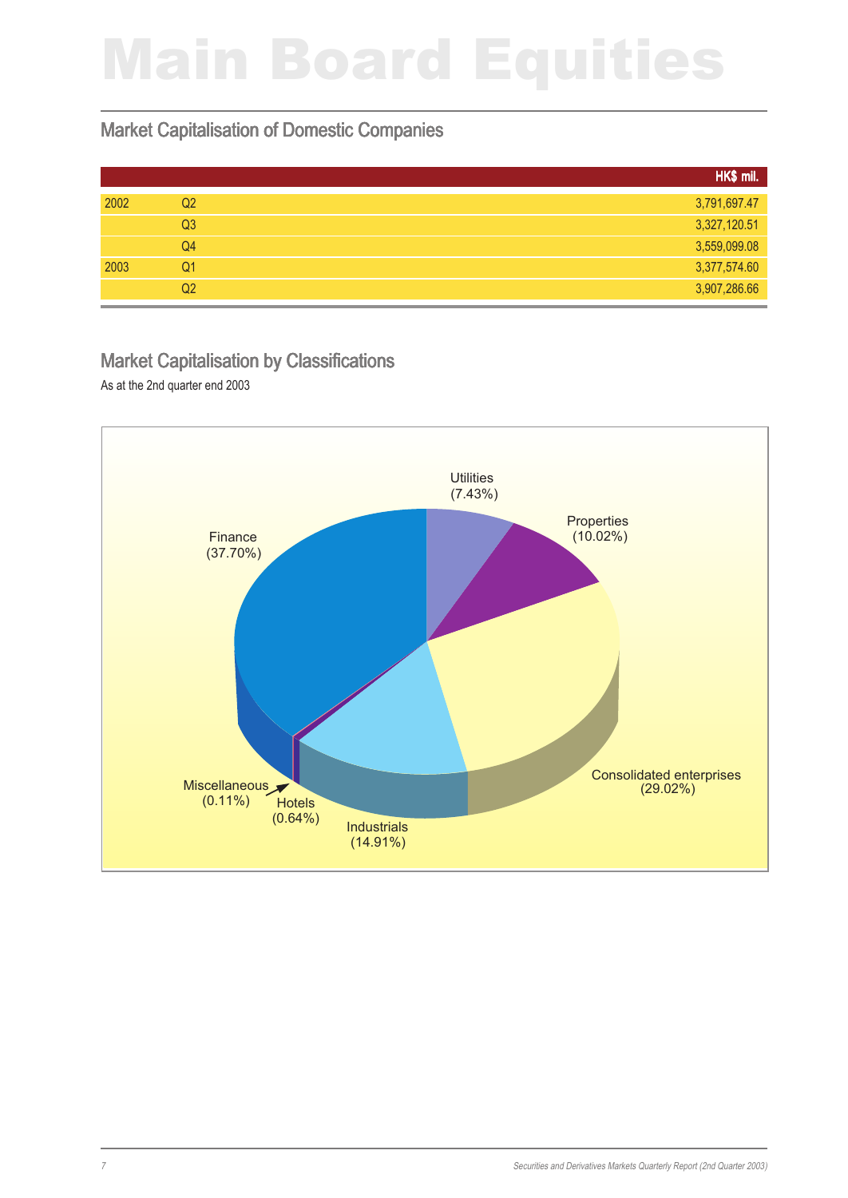# Main Board Equities

## Market Capitalisation of Domestic Companies

| | | HK$ mil. |
|---|---|---|
| 2002 | Q2 | 3,791,697.47 |
| | Q3 | 3,327,120.51 |
| | Q4 | 3,559,099.08 |
| 2003 | Q1 | 3,377,574.60 |
| | Q2 | 3,907,286.66 |

## Market Capitalisation by Classifications

As at the 2nd quarter end 2003

Utilities (7.43%)
Properties (10.02%)
Consolidated enterprises (29.02%)
Industrials (14.91%)
Hotels (0.64%)
Miscellaneous (0.11%)
Finance (37.70%)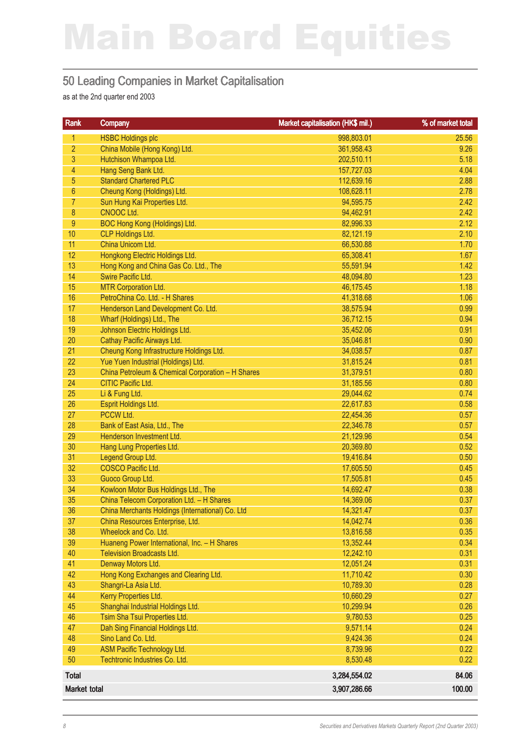# Main Board Equities

## 50 Leading Companies in Market Capitalisation

as at the 2nd quarter end 2003

| Rank | Company | Market capitalisation (HK$ mil.) | % of market total |
|---|---|---|---|
| 1 | HSBC Holdings plc | 998,803.01 | 25.56 |
| 2 | China Mobile (Hong Kong) Ltd. | 361,958.43 | 9.26 |
| 3 | Hutchison Whampoa Ltd. | 202,510.11 | 5.18 |
| 4 | Hang Seng Bank Ltd. | 157,727.03 | 4.04 |
| 5 | Standard Chartered PLC | 112,639.16 | 2.88 |
| 6 | Cheung Kong (Holdings) Ltd. | 108,628.11 | 2.78 |
| 7 | Sun Hung Kai Properties Ltd. | 94,595.75 | 2.42 |
| 8 | CNOOC Ltd. | 94,462.91 | 2.42 |
| 9 | BOC Hong Kong (Holdings) Ltd. | 82,996.33 | 2.12 |
| 10 | CLP Holdings Ltd. | 82,121.19 | 2.10 |
| 11 | China Unicom Ltd. | 66,530.88 | 1.70 |
| 12 | Hongkong Electric Holdings Ltd. | 65,308.41 | 1.67 |
| 13 | Hong Kong and China Gas Co. Ltd., The | 55,591.94 | 1.42 |
| 14 | Swire Pacific Ltd. | 48,094.80 | 1.23 |
| 15 | MTR Corporation Ltd. | 46,175.45 | 1.18 |
| 16 | PetroChina Co. Ltd. - H Shares | 41,318.68 | 1.06 |
| 17 | Henderson Land Development Co. Ltd. | 38,575.94 | 0.99 |
| 18 | Wharf (Holdings) Ltd., The | 36,712.15 | 0.94 |
| 19 | Johnson Electric Holdings Ltd. | 35,452.06 | 0.91 |
| 20 | Cathay Pacific Airways Ltd. | 35,046.81 | 0.90 |
| 21 | Cheung Kong Infrastructure Holdings Ltd. | 34,038.57 | 0.87 |
| 22 | Yue Yuen Industrial (Holdings) Ltd. | 31,815.24 | 0.81 |
| 23 | China Petroleum & Chemical Corporation – H Shares | 31,379.51 | 0.80 |
| 24 | CITIC Pacific Ltd. | 31,185.56 | 0.80 |
| 25 | Li & Fung Ltd. | 29,044.62 | 0.74 |
| 26 | Esprit Holdings Ltd. | 22,617.83 | 0.58 |
| 27 | PCCW Ltd. | 22,454.36 | 0.57 |
| 28 | Bank of East Asia, Ltd., The | 22,346.78 | 0.57 |
| 29 | Henderson Investment Ltd. | 21,129.96 | 0.54 |
| 30 | Hang Lung Properties Ltd. | 20,369.80 | 0.52 |
| 31 | Legend Group Ltd. | 19,416.84 | 0.50 |
| 32 | COSCO Pacific Ltd. | 17,605.50 | 0.45 |
| 33 | Guoco Group Ltd. | 17,505.81 | 0.45 |
| 34 | Kowloon Motor Bus Holdings Ltd., The | 14,692.47 | 0.38 |
| 35 | China Telecom Corporation Ltd. – H Shares | 14,369.06 | 0.37 |
| 36 | China Merchants Holdings (International) Co. Ltd | 14,321.47 | 0.37 |
| 37 | China Resources Enterprise, Ltd. | 14,042.74 | 0.36 |
| 38 | Wheelock and Co. Ltd. | 13,816.58 | 0.35 |
| 39 | Huaneng Power International, Inc. – H Shares | 13,352.44 | 0.34 |
| 40 | Television Broadcasts Ltd. | 12,242.10 | 0.31 |
| 41 | Denway Motors Ltd. | 12,051.24 | 0.31 |
| 42 | Hong Kong Exchanges and Clearing Ltd. | 11,710.42 | 0.30 |
| 43 | Shangri-La Asia Ltd. | 10,789.30 | 0.28 |
| 44 | Kerry Properties Ltd. | 10,660.29 | 0.27 |
| 45 | Shanghai Industrial Holdings Ltd. | 10,299.94 | 0.26 |
| 46 | Tsim Sha Tsui Properties Ltd. | 9,780.53 | 0.25 |
| 47 | Dah Sing Financial Holdings Ltd. | 9,571.14 | 0.24 |
| 48 | Sino Land Co. Ltd. | 9,424.36 | 0.24 |
| 49 | ASM Pacific Technology Ltd. | 8,739.96 | 0.22 |
| 50 | Techtronic Industries Co. Ltd. | 8,530.48 | 0.22 |
| **Total** | | **3,284,554.02** | **84.06** |
| **Market total** | | **3,907,286.66** | **100.00** |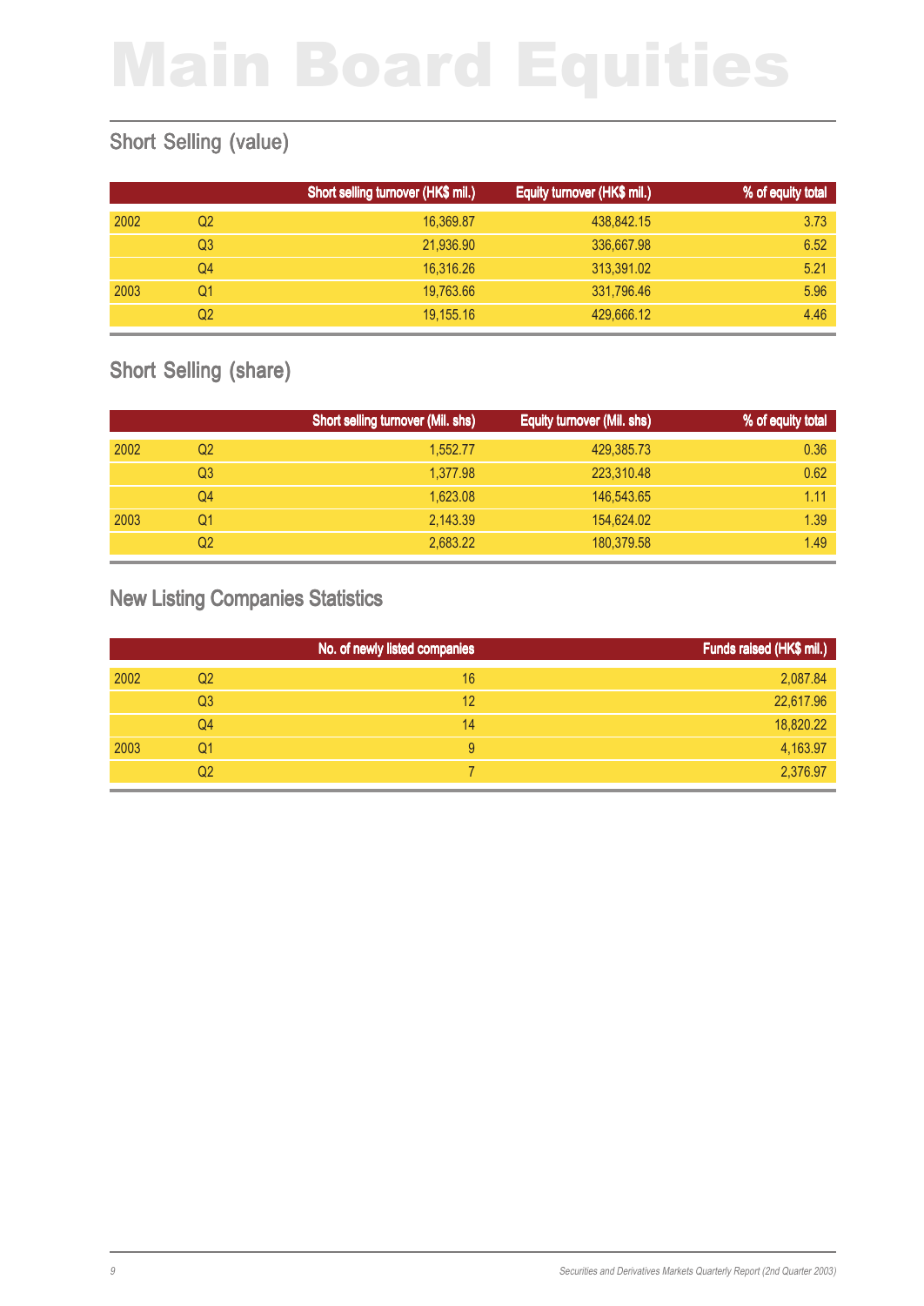# Main Board Equities

## Short Selling (value)

| | | Short selling turnover (HK$ mil.) | Equity turnover (HK$ mil.) | % of equity total |
|---|---|---|---|---|
| 2002 | Q2 | 16,369.87 | 438,842.15 | 3.73 |
| | Q3 | 21,936.90 | 336,667.98 | 6.52 |
| | Q4 | 16,316.26 | 313,391.02 | 5.21 |
| 2003 | Q1 | 19,763.66 | 331,796.46 | 5.96 |
| | Q2 | 19,155.16 | 429,666.12 | 4.46 |

## Short Selling (share)

| | | Short selling turnover (Mil. shs) | Equity turnover (Mil. shs) | % of equity total |
|---|---|---|---|---|
| 2002 | Q2 | 1,552.77 | 429,385.73 | 0.36 |
| | Q3 | 1,377.98 | 223,310.48 | 0.62 |
| | Q4 | 1,623.08 | 146,543.65 | 1.11 |
| 2003 | Q1 | 2,143.39 | 154,624.02 | 1.39 |
| | Q2 | 2,683.22 | 180,379.58 | 1.49 |

## New Listing Companies Statistics

| | | No. of newly listed companies | Funds raised (HK$ mil.) |
|---|---|---|---|
| 2002 | Q2 | 16 | 2,087.84 |
| | Q3 | 12 | 22,617.96 |
| | Q4 | 14 | 18,820.22 |
| 2003 | Q1 | 9 | 4,163.97 |
| | Q2 | 7 | 2,376.97 |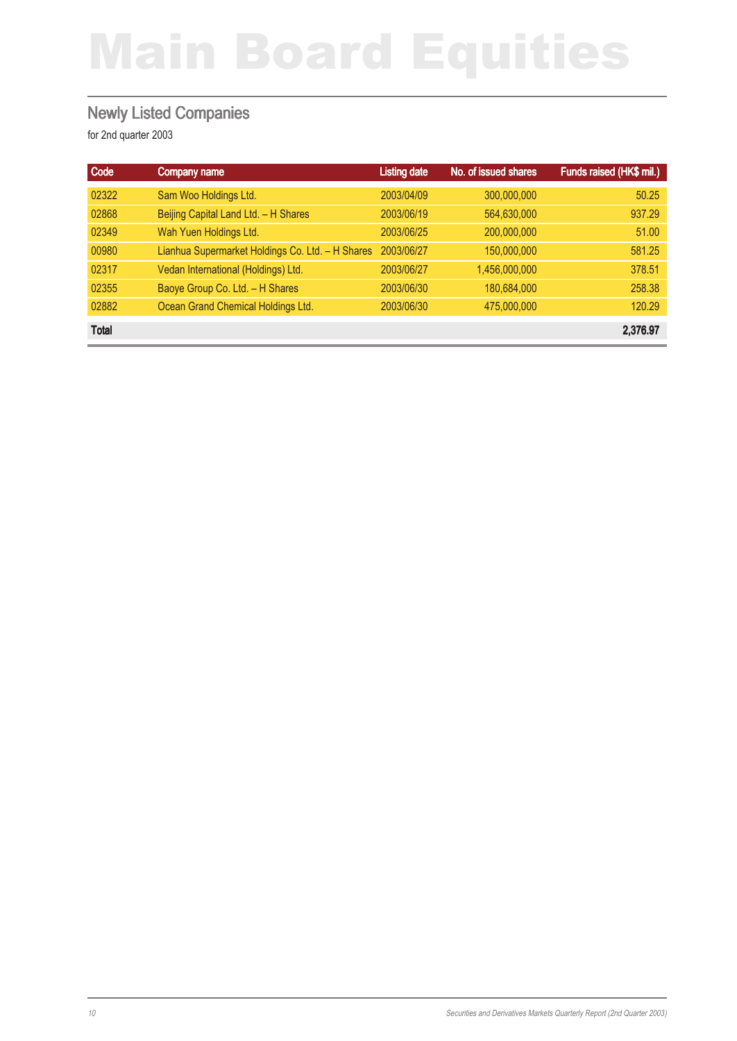# Main Board Equities

## Newly Listed Companies

for 2nd quarter 2003

| Code | Company name | Listing date | No. of issued shares | Funds raised (HK$ mil.) |
|---|---|---|---|---|
| 02322 | Sam Woo Holdings Ltd. | 2003/04/09 | 300,000,000 | 50.25 |
| 02868 | Beijing Capital Land Ltd. – H Shares | 2003/06/19 | 564,630,000 | 937.29 |
| 02349 | Wah Yuen Holdings Ltd. | 2003/06/25 | 200,000,000 | 51.00 |
| 00980 | Lianhua Supermarket Holdings Co. Ltd. – H Shares | 2003/06/27 | 150,000,000 | 581.25 |
| 02317 | Vedan International (Holdings) Ltd. | 2003/06/27 | 1,456,000,000 | 378.51 |
| 02355 | Baoye Group Co. Ltd. – H Shares | 2003/06/30 | 180,684,000 | 258.38 |
| 02882 | Ocean Grand Chemical Holdings Ltd. | 2003/06/30 | 475,000,000 | 120.29 |
| **Total** | | | | **2,376.97** |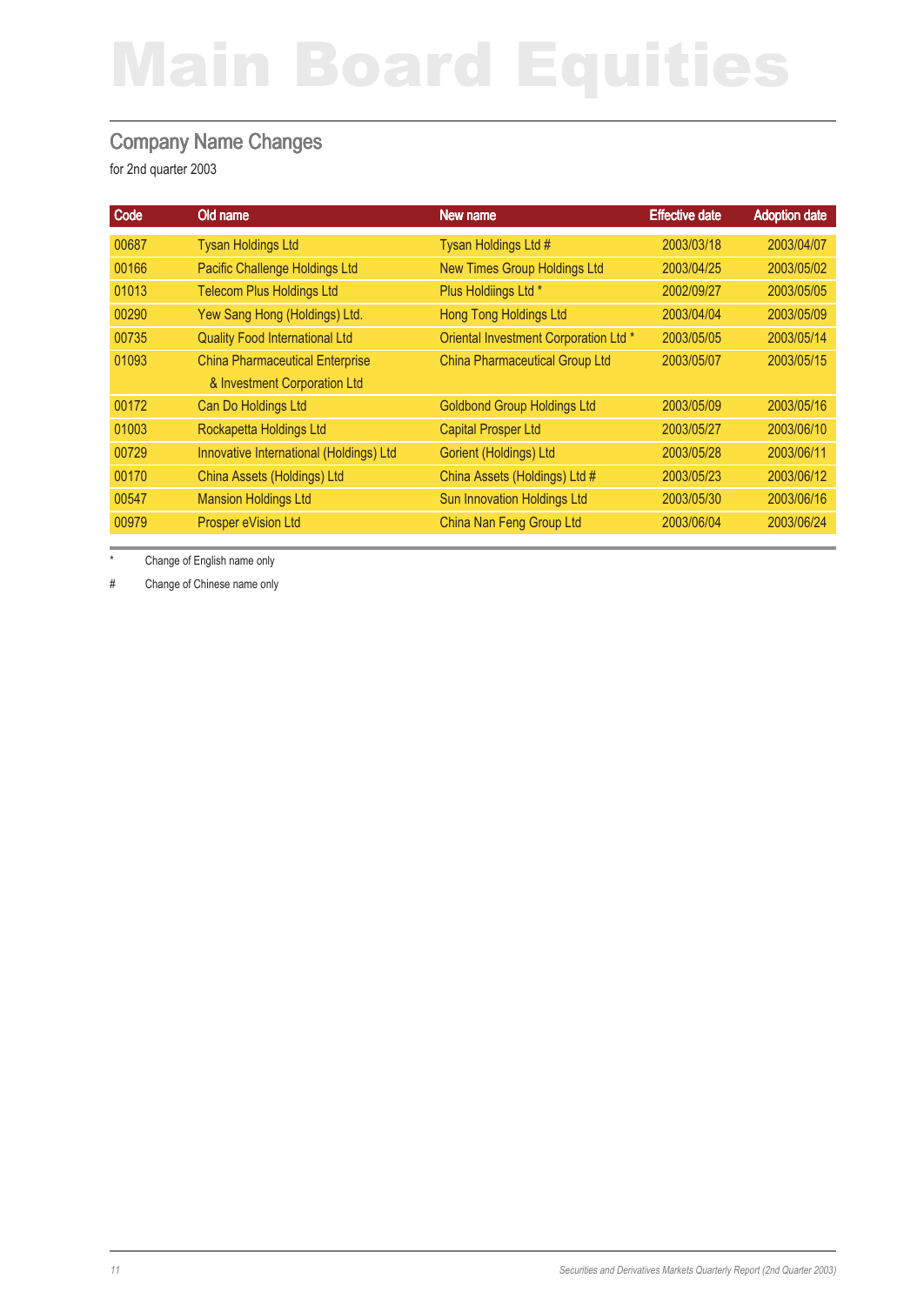# Main Board Equities

## Company Name Changes

for 2nd quarter 2003

| Code | Old name | New name | Effective date | Adoption date |
|---|---|---|---|---|
| 00687 | Tysan Holdings Ltd | Tysan Holdings Ltd # | 2003/03/18 | 2003/04/07 |
| 00166 | Pacific Challenge Holdings Ltd | New Times Group Holdings Ltd | 2003/04/25 | 2003/05/02 |
| 01013 | Telecom Plus Holdings Ltd | Plus Holdiings Ltd * | 2002/09/27 | 2003/05/05 |
| 00290 | Yew Sang Hong (Holdings) Ltd. | Hong Tong Holdings Ltd | 2003/04/04 | 2003/05/09 |
| 00735 | Quality Food International Ltd | Oriental Investment Corporation Ltd * | 2003/05/05 | 2003/05/14 |
| 01093 | China Pharmaceutical Enterprise & Investment Corporation Ltd | China Pharmaceutical Group Ltd | 2003/05/07 | 2003/05/15 |
| 00172 | Can Do Holdings Ltd | Goldbond Group Holdings Ltd | 2003/05/09 | 2003/05/16 |
| 01003 | Rockapetta Holdings Ltd | Capital Prosper Ltd | 2003/05/27 | 2003/06/10 |
| 00729 | Innovative International (Holdings) Ltd | Gorient (Holdings) Ltd | 2003/05/28 | 2003/06/11 |
| 00170 | China Assets (Holdings) Ltd | China Assets (Holdings) Ltd # | 2003/05/23 | 2003/06/12 |
| 00547 | Mansion Holdings Ltd | Sun Innovation Holdings Ltd | 2003/05/30 | 2003/06/16 |
| 00979 | Prosper eVision Ltd | China Nan Feng Group Ltd | 2003/06/04 | 2003/06/24 |

\* Change of English name only

\# Change of Chinese name only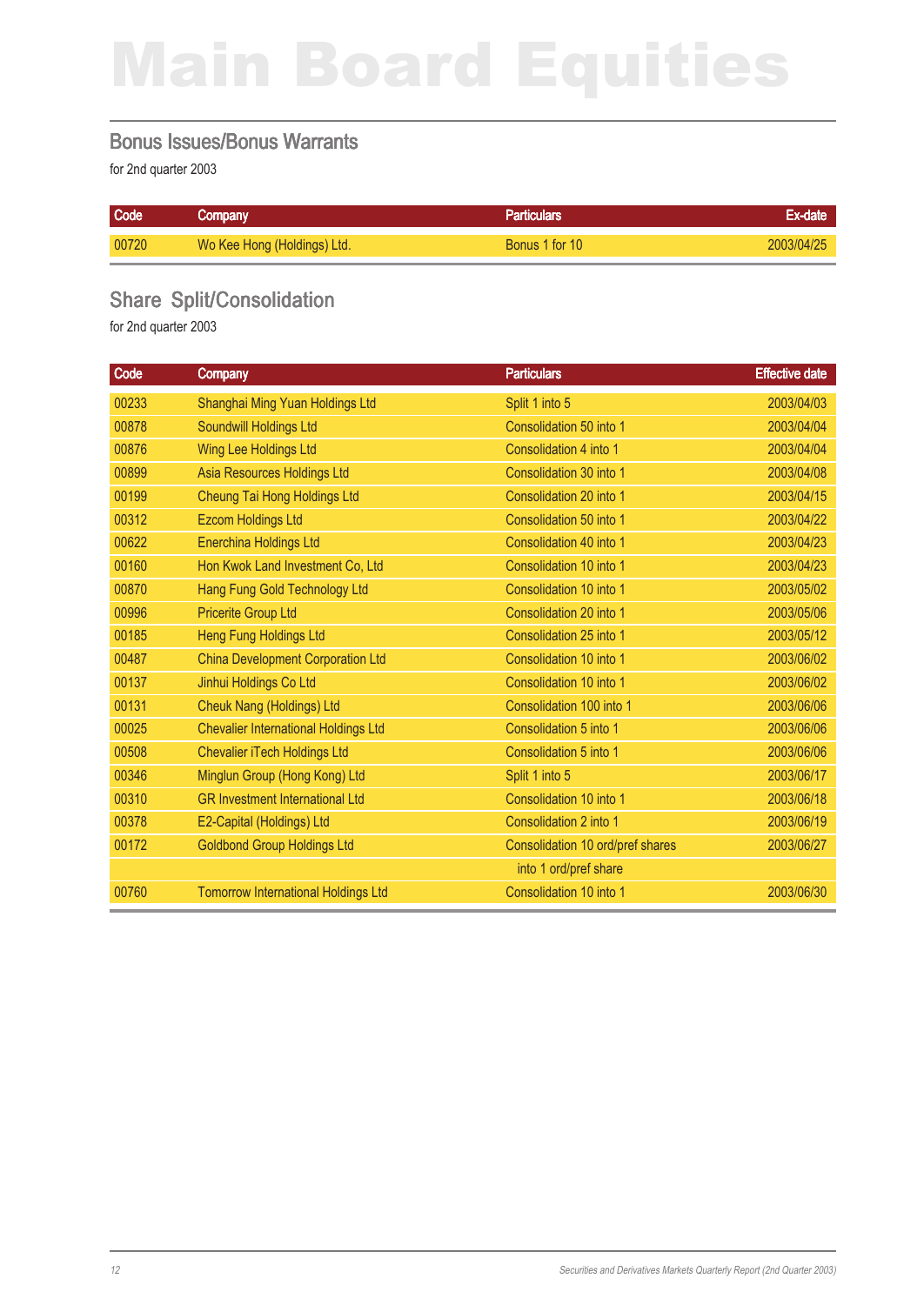# Main Board Equities

## Bonus Issues/Bonus Warrants

for 2nd quarter 2003

| Code | Company | Particulars | Ex-date |
|---|---|---|---|
| 00720 | Wo Kee Hong (Holdings) Ltd. | Bonus 1 for 10 | 2003/04/25 |

## Share Split/Consolidation

for 2nd quarter 2003

| Code | Company | Particulars | Effective date |
|---|---|---|---|
| 00233 | Shanghai Ming Yuan Holdings Ltd | Split 1 into 5 | 2003/04/03 |
| 00878 | Soundwill Holdings Ltd | Consolidation 50 into 1 | 2003/04/04 |
| 00876 | Wing Lee Holdings Ltd | Consolidation 4 into 1 | 2003/04/04 |
| 00899 | Asia Resources Holdings Ltd | Consolidation 30 into 1 | 2003/04/08 |
| 00199 | Cheung Tai Hong Holdings Ltd | Consolidation 20 into 1 | 2003/04/15 |
| 00312 | Ezcom Holdings Ltd | Consolidation 50 into 1 | 2003/04/22 |
| 00622 | Enerchina Holdings Ltd | Consolidation 40 into 1 | 2003/04/23 |
| 00160 | Hon Kwok Land Investment Co, Ltd | Consolidation 10 into 1 | 2003/04/23 |
| 00870 | Hang Fung Gold Technology Ltd | Consolidation 10 into 1 | 2003/05/02 |
| 00996 | Pricerite Group Ltd | Consolidation 20 into 1 | 2003/05/06 |
| 00185 | Heng Fung Holdings Ltd | Consolidation 25 into 1 | 2003/05/12 |
| 00487 | China Development Corporation Ltd | Consolidation 10 into 1 | 2003/06/02 |
| 00137 | Jinhui Holdings Co Ltd | Consolidation 10 into 1 | 2003/06/02 |
| 00131 | Cheuk Nang (Holdings) Ltd | Consolidation 100 into 1 | 2003/06/06 |
| 00025 | Chevalier International Holdings Ltd | Consolidation 5 into 1 | 2003/06/06 |
| 00508 | Chevalier iTech Holdings Ltd | Consolidation 5 into 1 | 2003/06/06 |
| 00346 | Minglun Group (Hong Kong) Ltd | Split 1 into 5 | 2003/06/17 |
| 00310 | GR Investment International Ltd | Consolidation 10 into 1 | 2003/06/18 |
| 00378 | E2-Capital (Holdings) Ltd | Consolidation 2 into 1 | 2003/06/19 |
| 00172 | Goldbond Group Holdings Ltd | Consolidation 10 ord/pref shares into 1 ord/pref share | 2003/06/27 |
| 00760 | Tomorrow International Holdings Ltd | Consolidation 10 into 1 | 2003/06/30 |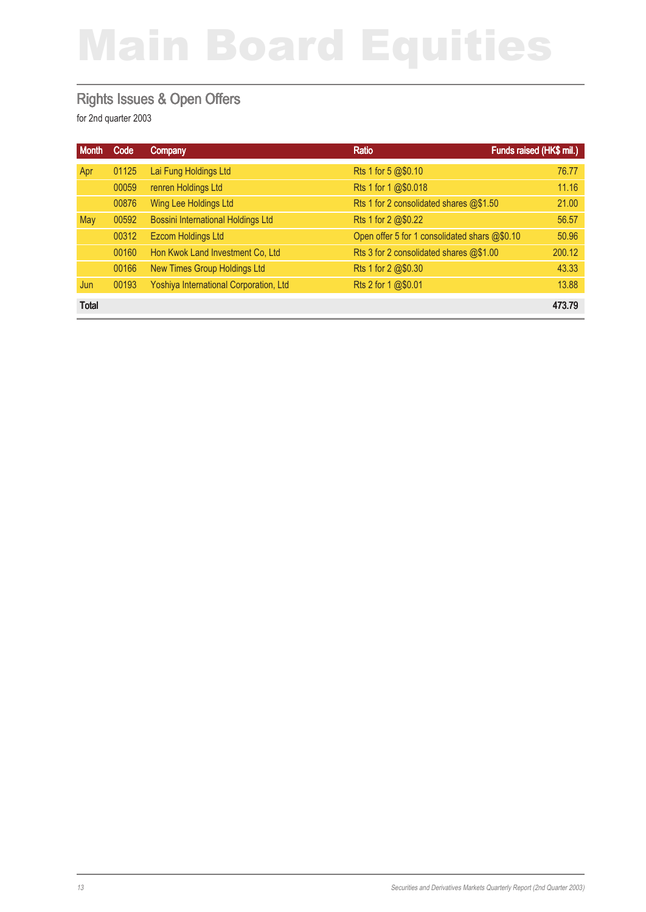# Main Board Equities

## Rights Issues & Open Offers

for 2nd quarter 2003

| Month | Code | Company | Ratio | Funds raised (HK$ mil.) |
|---|---|---|---|---|
| Apr | 01125 | Lai Fung Holdings Ltd | Rts 1 for 5 @$0.10 | 76.77 |
| | 00059 | renren Holdings Ltd | Rts 1 for 1 @$0.018 | 11.16 |
| | 00876 | Wing Lee Holdings Ltd | Rts 1 for 2 consolidated shares @$1.50 | 21.00 |
| May | 00592 | Bossini International Holdings Ltd | Rts 1 for 2 @$0.22 | 56.57 |
| | 00312 | Ezcom Holdings Ltd | Open offer 5 for 1 consolidated shars @$0.10 | 50.96 |
| | 00160 | Hon Kwok Land Investment Co, Ltd | Rts 3 for 2 consolidated shares @$1.00 | 200.12 |
| | 00166 | New Times Group Holdings Ltd | Rts 1 for 2 @$0.30 | 43.33 |
| Jun | 00193 | Yoshiya International Corporation, Ltd | Rts 2 for 1 @$0.01 | 13.88 |
| **Total** | | | | **473.79** |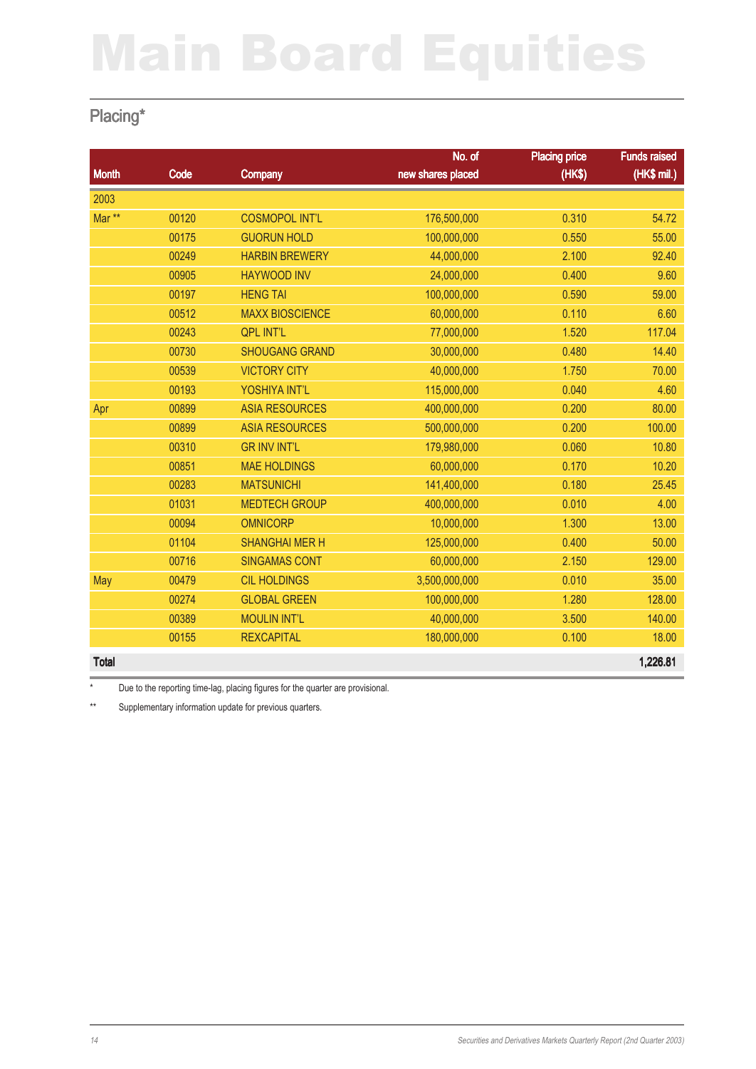# Main Board Equities

## Placing*

| Month | Code | Company | No. of new shares placed | Placing price (HK$) | Funds raised (HK$ mil.) |
|---|---|---|---|---|---|
| 2003 | | | | | |
| Mar ** | 00120 | COSMOPOL INT'L | 176,500,000 | 0.310 | 54.72 |
| | 00175 | GUORUN HOLD | 100,000,000 | 0.550 | 55.00 |
| | 00249 | HARBIN BREWERY | 44,000,000 | 2.100 | 92.40 |
| | 00905 | HAYWOOD INV | 24,000,000 | 0.400 | 9.60 |
| | 00197 | HENG TAI | 100,000,000 | 0.590 | 59.00 |
| | 00512 | MAXX BIOSCIENCE | 60,000,000 | 0.110 | 6.60 |
| | 00243 | QPL INT'L | 77,000,000 | 1.520 | 117.04 |
| | 00730 | SHOUGANG GRAND | 30,000,000 | 0.480 | 14.40 |
| | 00539 | VICTORY CITY | 40,000,000 | 1.750 | 70.00 |
| | 00193 | YOSHIYA INT'L | 115,000,000 | 0.040 | 4.60 |
| Apr | 00899 | ASIA RESOURCES | 400,000,000 | 0.200 | 80.00 |
| | 00899 | ASIA RESOURCES | 500,000,000 | 0.200 | 100.00 |
| | 00310 | GR INV INT'L | 179,980,000 | 0.060 | 10.80 |
| | 00851 | MAE HOLDINGS | 60,000,000 | 0.170 | 10.20 |
| | 00283 | MATSUNICHI | 141,400,000 | 0.180 | 25.45 |
| | 01031 | MEDTECH GROUP | 400,000,000 | 0.010 | 4.00 |
| | 00094 | OMNICORP | 10,000,000 | 1.300 | 13.00 |
| | 01104 | SHANGHAI MER H | 125,000,000 | 0.400 | 50.00 |
| | 00716 | SINGAMAS CONT | 60,000,000 | 2.150 | 129.00 |
| May | 00479 | CIL HOLDINGS | 3,500,000,000 | 0.010 | 35.00 |
| | 00274 | GLOBAL GREEN | 100,000,000 | 1.280 | 128.00 |
| | 00389 | MOULIN INT'L | 40,000,000 | 3.500 | 140.00 |
| | 00155 | REXCAPITAL | 180,000,000 | 0.100 | 18.00 |
| **Total** | | | | | **1,226.81** |

\* Due to the reporting time-lag, placing figures for the quarter are provisional.

** Supplementary information update for previous quarters.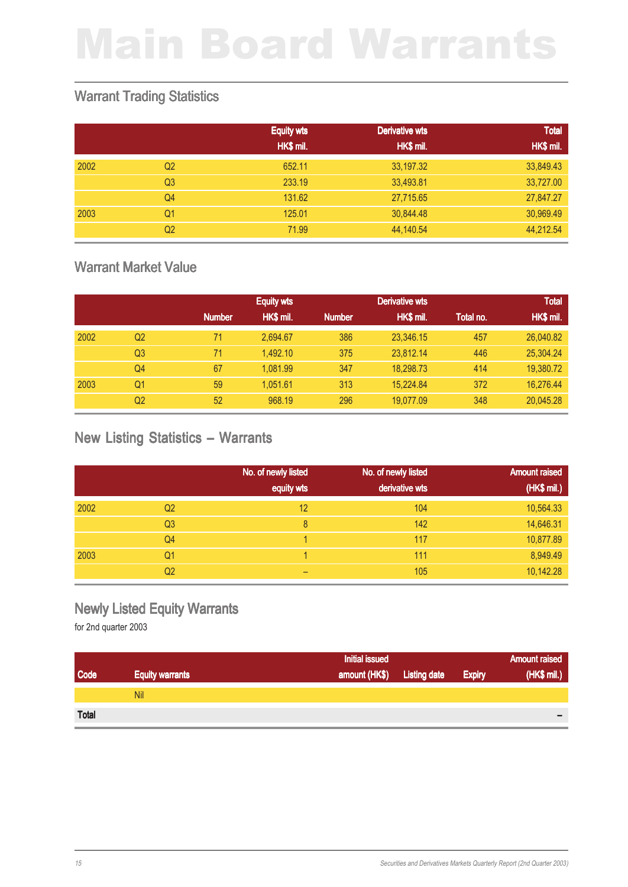# Main Board Warrants

## Warrant Trading Statistics

| | | Equity wts HK$ mil. | Derivative wts HK$ mil. | Total HK$ mil. |
|---|---|---|---|---|
| 2002 | Q2 | 652.11 | 33,197.32 | 33,849.43 |
| | Q3 | 233.19 | 33,493.81 | 33,727.00 |
| | Q4 | 131.62 | 27,715.65 | 27,847.27 |
| 2003 | Q1 | 125.01 | 30,844.48 | 30,969.49 |
| | Q2 | 71.99 | 44,140.54 | 44,212.54 |

## Warrant Market Value

| | | Equity wts | | Derivative wts | | Total | |
|---|---|---|---|---|---|---|---|
| | | Number | HK$ mil. | Number | HK$ mil. | Total no. | HK$ mil. |
| 2002 | Q2 | 71 | 2,694.67 | 386 | 23,346.15 | 457 | 26,040.82 |
| | Q3 | 71 | 1,492.10 | 375 | 23,812.14 | 446 | 25,304.24 |
| | Q4 | 67 | 1,081.99 | 347 | 18,298.73 | 414 | 19,380.72 |
| 2003 | Q1 | 59 | 1,051.61 | 313 | 15,224.84 | 372 | 16,276.44 |
| | Q2 | 52 | 968.19 | 296 | 19,077.09 | 348 | 20,045.28 |

## New Listing Statistics – Warrants

| | | No. of newly listed equity wts | No. of newly listed derivative wts | Amount raised (HK$ mil.) |
|---|---|---|---|---|
| 2002 | Q2 | 12 | 104 | 10,564.33 |
| | Q3 | 8 | 142 | 14,646.31 |
| | Q4 | 1 | 117 | 10,877.89 |
| 2003 | Q1 | 1 | 111 | 8,949.49 |
| | Q2 | – | 105 | 10,142.28 |

## Newly Listed Equity Warrants

for 2nd quarter 2003

| Code | Equity warrants | Initial issued amount (HK$) | Listing date | Expiry | Amount raised (HK$ mil.) |
|---|---|---|---|---|---|
| | Nil | | | | |
| **Total** | | | | | – |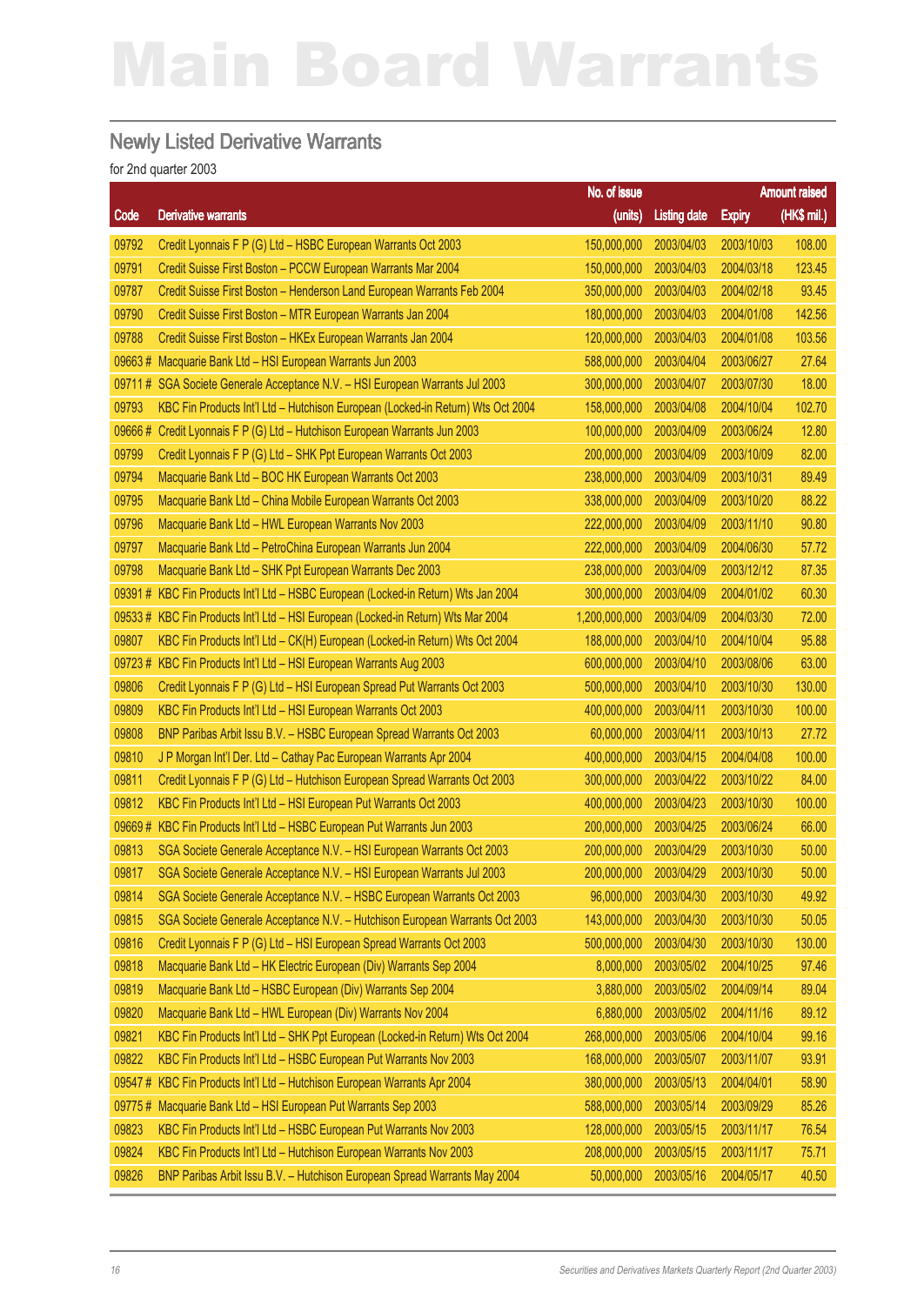# Main Board Warrants

## Newly Listed Derivative Warrants

for 2nd quarter 2003

| Code | Derivative warrants | No. of issue (units) | Listing date | Expiry | Amount raised (HK$ mil.) |
|---|---|---|---|---|---|
| 09792 | Credit Lyonnais F P (G) Ltd – HSBC European Warrants Oct 2003 | 150,000,000 | 2003/04/03 | 2003/10/03 | 108.00 |
| 09791 | Credit Suisse First Boston – PCCW European Warrants Mar 2004 | 150,000,000 | 2003/04/03 | 2004/03/18 | 123.45 |
| 09787 | Credit Suisse First Boston – Henderson Land European Warrants Feb 2004 | 350,000,000 | 2003/04/03 | 2004/02/18 | 93.45 |
| 09790 | Credit Suisse First Boston – MTR European Warrants Jan 2004 | 180,000,000 | 2003/04/03 | 2004/01/08 | 142.56 |
| 09788 | Credit Suisse First Boston – HKEx European Warrants Jan 2004 | 120,000,000 | 2003/04/03 | 2004/01/08 | 103.56 |
| 09663 # | Macquarie Bank Ltd – HSI European Warrants Jun 2003 | 588,000,000 | 2003/04/04 | 2003/06/27 | 27.64 |
| 09711 # | SGA Societe Generale Acceptance N.V. – HSI European Warrants Jul 2003 | 300,000,000 | 2003/04/07 | 2003/07/30 | 18.00 |
| 09793 | KBC Fin Products Int'l Ltd – Hutchison European (Locked-in Return) Wts Oct 2004 | 158,000,000 | 2003/04/08 | 2004/10/04 | 102.70 |
| 09666 # | Credit Lyonnais F P (G) Ltd – Hutchison European Warrants Jun 2003 | 100,000,000 | 2003/04/09 | 2003/06/24 | 12.80 |
| 09799 | Credit Lyonnais F P (G) Ltd – SHK Ppt European Warrants Oct 2003 | 200,000,000 | 2003/04/09 | 2003/10/09 | 82.00 |
| 09794 | Macquarie Bank Ltd – BOC HK European Warrants Oct 2003 | 238,000,000 | 2003/04/09 | 2003/10/31 | 89.49 |
| 09795 | Macquarie Bank Ltd – China Mobile European Warrants Oct 2003 | 338,000,000 | 2003/04/09 | 2003/10/20 | 88.22 |
| 09796 | Macquarie Bank Ltd – HWL European Warrants Nov 2003 | 222,000,000 | 2003/04/09 | 2003/11/10 | 90.80 |
| 09797 | Macquarie Bank Ltd – PetroChina European Warrants Jun 2004 | 222,000,000 | 2003/04/09 | 2004/06/30 | 57.72 |
| 09798 | Macquarie Bank Ltd – SHK Ppt European Warrants Dec 2003 | 238,000,000 | 2003/04/09 | 2003/12/12 | 87.35 |
| 09391 # | KBC Fin Products Int'l Ltd – HSBC European (Locked-in Return) Wts Jan 2004 | 300,000,000 | 2003/04/09 | 2004/01/02 | 60.30 |
| 09533 # | KBC Fin Products Int'l Ltd – HSI European (Locked-in Return) Wts Mar 2004 | 1,200,000,000 | 2003/04/09 | 2004/03/30 | 72.00 |
| 09807 | KBC Fin Products Int'l Ltd – CK(H) European (Locked-in Return) Wts Oct 2004 | 188,000,000 | 2003/04/10 | 2004/10/04 | 95.88 |
| 09723 # | KBC Fin Products Int'l Ltd – HSI European Warrants Aug 2003 | 600,000,000 | 2003/04/10 | 2003/08/06 | 63.00 |
| 09806 | Credit Lyonnais F P (G) Ltd – HSI European Spread Put Warrants Oct 2003 | 500,000,000 | 2003/04/10 | 2003/10/30 | 130.00 |
| 09809 | KBC Fin Products Int'l Ltd – HSI European Warrants Oct 2003 | 400,000,000 | 2003/04/11 | 2003/10/30 | 100.00 |
| 09808 | BNP Paribas Arbit Issu B.V. – HSBC European Spread Warrants Oct 2003 | 60,000,000 | 2003/04/11 | 2003/10/13 | 27.72 |
| 09810 | J P Morgan Int'l Der. Ltd – Cathay Pac European Warrants Apr 2004 | 400,000,000 | 2003/04/15 | 2004/04/08 | 100.00 |
| 09811 | Credit Lyonnais F P (G) Ltd – Hutchison European Spread Warrants Oct 2003 | 300,000,000 | 2003/04/22 | 2003/10/22 | 84.00 |
| 09812 | KBC Fin Products Int'l Ltd – HSI European Put Warrants Oct 2003 | 400,000,000 | 2003/04/23 | 2003/10/30 | 100.00 |
| 09669 # | KBC Fin Products Int'l Ltd – HSBC European Put Warrants Jun 2003 | 200,000,000 | 2003/04/25 | 2003/06/24 | 66.00 |
| 09813 | SGA Societe Generale Acceptance N.V. – HSI European Warrants Oct 2003 | 200,000,000 | 2003/04/29 | 2003/10/30 | 50.00 |
| 09817 | SGA Societe Generale Acceptance N.V. – HSI European Warrants Jul 2003 | 200,000,000 | 2003/04/29 | 2003/10/30 | 50.00 |
| 09814 | SGA Societe Generale Acceptance N.V. – HSBC European Warrants Oct 2003 | 96,000,000 | 2003/04/30 | 2003/10/30 | 49.92 |
| 09815 | SGA Societe Generale Acceptance N.V. – Hutchison European Warrants Oct 2003 | 143,000,000 | 2003/04/30 | 2003/10/30 | 50.05 |
| 09816 | Credit Lyonnais F P (G) Ltd – HSI European Spread Warrants Oct 2003 | 500,000,000 | 2003/04/30 | 2003/10/30 | 130.00 |
| 09818 | Macquarie Bank Ltd – HK Electric European (Div) Warrants Sep 2004 | 8,000,000 | 2003/05/02 | 2004/10/25 | 97.46 |
| 09819 | Macquarie Bank Ltd – HSBC European (Div) Warrants Sep 2004 | 3,880,000 | 2003/05/02 | 2004/09/14 | 89.04 |
| 09820 | Macquarie Bank Ltd – HWL European (Div) Warrants Nov 2004 | 6,880,000 | 2003/05/02 | 2004/11/16 | 89.12 |
| 09821 | KBC Fin Products Int'l Ltd – SHK Ppt European (Locked-in Return) Wts Oct 2004 | 268,000,000 | 2003/05/06 | 2004/10/04 | 99.16 |
| 09822 | KBC Fin Products Int'l Ltd – HSBC European Put Warrants Nov 2003 | 168,000,000 | 2003/05/07 | 2003/11/07 | 93.91 |
| 09547 # | KBC Fin Products Int'l Ltd – Hutchison European Warrants Apr 2004 | 380,000,000 | 2003/05/13 | 2004/04/01 | 58.90 |
| 09775 # | Macquarie Bank Ltd – HSI European Put Warrants Sep 2003 | 588,000,000 | 2003/05/14 | 2003/09/29 | 85.26 |
| 09823 | KBC Fin Products Int'l Ltd – HSBC European Put Warrants Nov 2003 | 128,000,000 | 2003/05/15 | 2003/11/17 | 76.54 |
| 09824 | KBC Fin Products Int'l Ltd – Hutchison European Warrants Nov 2003 | 208,000,000 | 2003/05/15 | 2003/11/17 | 75.71 |
| 09826 | BNP Paribas Arbit Issu B.V. – Hutchison European Spread Warrants May 2004 | 50,000,000 | 2003/05/16 | 2004/05/17 | 40.50 |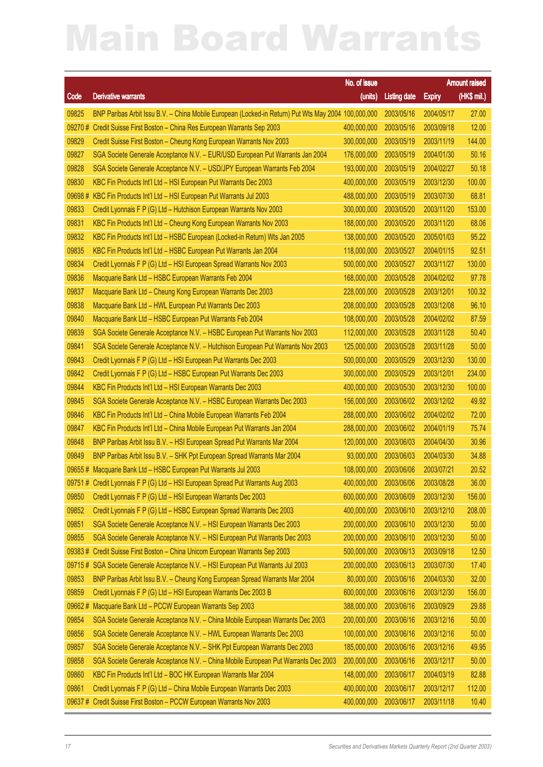# Main Board Warrants

| Code | Derivative warrants | No. of issue (units) | Listing date | Expiry | Amount raised (HK$ mil.) |
|---|---|---|---|---|---|
| 09825 | BNP Paribas Arbit Issu B.V. – China Mobile European (Locked-in Return) Put Wts May 2004 | 100,000,000 | 2003/05/16 | 2004/05/17 | 27.00 |
| 09270 # | Credit Suisse First Boston – China Res European Warrants Sep 2003 | 400,000,000 | 2003/05/16 | 2003/09/18 | 12.00 |
| 09829 | Credit Suisse First Boston – Cheung Kong European Warrants Nov 2003 | 300,000,000 | 2003/05/19 | 2003/11/19 | 144.00 |
| 09827 | SGA Societe Generale Acceptance N.V. – EUR/USD European Put Warrants Jan 2004 | 176,000,000 | 2003/05/19 | 2004/01/30 | 50.16 |
| 09828 | SGA Societe Generale Acceptance N.V. – USD/JPY European Warrants Feb 2004 | 193,000,000 | 2003/05/19 | 2004/02/27 | 50.18 |
| 09830 | KBC Fin Products Int'l Ltd – HSI European Put Warrants Dec 2003 | 400,000,000 | 2003/05/19 | 2003/12/30 | 100.00 |
| 09698 # | KBC Fin Products Int'l Ltd – HSI European Put Warrants Jul 2003 | 488,000,000 | 2003/05/19 | 2003/07/30 | 68.81 |
| 09833 | Credit Lyonnais F P (G) Ltd – Hutchison European Warrants Nov 2003 | 300,000,000 | 2003/05/20 | 2003/11/20 | 153.00 |
| 09831 | KBC Fin Products Int'l Ltd – Cheung Kong European Warrants Nov 2003 | 188,000,000 | 2003/05/20 | 2003/11/20 | 68.06 |
| 09832 | KBC Fin Products Int'l Ltd – HSBC European (Locked-in Return) Wts Jan 2005 | 138,000,000 | 2003/05/20 | 2005/01/03 | 95.22 |
| 09835 | KBC Fin Products Int'l Ltd – HSBC European Put Warrants Jan 2004 | 118,000,000 | 2003/05/27 | 2004/01/15 | 92.51 |
| 09834 | Credit Lyonnais F P (G) Ltd – HSI European Spread Warrants Nov 2003 | 500,000,000 | 2003/05/27 | 2003/11/27 | 130.00 |
| 09836 | Macquarie Bank Ltd – HSBC European Warrants Feb 2004 | 168,000,000 | 2003/05/28 | 2004/02/02 | 97.78 |
| 09837 | Macquarie Bank Ltd – Cheung Kong European Warrants Dec 2003 | 228,000,000 | 2003/05/28 | 2003/12/01 | 100.32 |
| 09838 | Macquarie Bank Ltd – HWL European Put Warrants Dec 2003 | 208,000,000 | 2003/05/28 | 2003/12/08 | 96.10 |
| 09840 | Macquarie Bank Ltd – HSBC European Put Warrants Feb 2004 | 108,000,000 | 2003/05/28 | 2004/02/02 | 87.59 |
| 09839 | SGA Societe Generale Acceptance N.V. – HSBC European Put Warrants Nov 2003 | 112,000,000 | 2003/05/28 | 2003/11/28 | 50.40 |
| 09841 | SGA Societe Generale Acceptance N.V. – Hutchison European Put Warrants Nov 2003 | 125,000,000 | 2003/05/28 | 2003/11/28 | 50.00 |
| 09843 | Credit Lyonnais F P (G) Ltd – HSI European Put Warrants Dec 2003 | 500,000,000 | 2003/05/29 | 2003/12/30 | 130.00 |
| 09842 | Credit Lyonnais F P (G) Ltd – HSBC European Put Warrants Dec 2003 | 300,000,000 | 2003/05/29 | 2003/12/01 | 234.00 |
| 09844 | KBC Fin Products Int'l Ltd – HSI European Warrants Dec 2003 | 400,000,000 | 2003/05/30 | 2003/12/30 | 100.00 |
| 09845 | SGA Societe Generale Acceptance N.V. – HSBC European Warrants Dec 2003 | 156,000,000 | 2003/06/02 | 2003/12/02 | 49.92 |
| 09846 | KBC Fin Products Int'l Ltd – China Mobile European Warrants Feb 2004 | 288,000,000 | 2003/06/02 | 2004/02/02 | 72.00 |
| 09847 | KBC Fin Products Int'l Ltd – China Mobile European Put Warrants Jan 2004 | 288,000,000 | 2003/06/02 | 2004/01/19 | 75.74 |
| 09848 | BNP Paribas Arbit Issu B.V. – HSI European Spread Put Warrants Mar 2004 | 120,000,000 | 2003/06/03 | 2004/04/30 | 30.96 |
| 09849 | BNP Paribas Arbit Issu B.V. – SHK Ppt European Spread Warrants Mar 2004 | 93,000,000 | 2003/06/03 | 2004/03/30 | 34.88 |
| 09655 # | Macquarie Bank Ltd – HSBC European Put Warrants Jul 2003 | 108,000,000 | 2003/06/06 | 2003/07/21 | 20.52 |
| 09751 # | Credit Lyonnais F P (G) Ltd – HSI European Spread Put Warrants Aug 2003 | 400,000,000 | 2003/06/06 | 2003/08/28 | 36.00 |
| 09850 | Credit Lyonnais F P (G) Ltd – HSI European Warrants Dec 2003 | 600,000,000 | 2003/06/09 | 2003/12/30 | 156.00 |
| 09852 | Credit Lyonnais F P (G) Ltd – HSBC European Spread Warrants Dec 2003 | 400,000,000 | 2003/06/10 | 2003/12/10 | 208.00 |
| 09851 | SGA Societe Generale Acceptance N.V. – HSI European Warrants Dec 2003 | 200,000,000 | 2003/06/10 | 2003/12/30 | 50.00 |
| 09855 | SGA Societe Generale Acceptance N.V. – HSI European Put Warrants Dec 2003 | 200,000,000 | 2003/06/10 | 2003/12/30 | 50.00 |
| 09383 # | Credit Suisse First Boston – China Unicom European Warrants Sep 2003 | 500,000,000 | 2003/06/13 | 2003/09/18 | 12.50 |
| 09715 # | SGA Societe Generale Acceptance N.V. – HSI European Put Warrants Jul 2003 | 200,000,000 | 2003/06/13 | 2003/07/30 | 17.40 |
| 09853 | BNP Paribas Arbit Issu B.V. – Cheung Kong European Spread Warrants Mar 2004 | 80,000,000 | 2003/06/16 | 2004/03/30 | 32.00 |
| 09859 | Credit Lyonnais F P (G) Ltd – HSI European Warrants Dec 2003 B | 600,000,000 | 2003/06/16 | 2003/12/30 | 156.00 |
| 09662 # | Macquarie Bank Ltd – PCCW European Warrants Sep 2003 | 388,000,000 | 2003/06/16 | 2003/09/29 | 29.88 |
| 09854 | SGA Societe Generale Acceptance N.V. – China Mobile European Warrants Dec 2003 | 200,000,000 | 2003/06/16 | 2003/12/16 | 50.00 |
| 09856 | SGA Societe Generale Acceptance N.V. – HWL European Warrants Dec 2003 | 100,000,000 | 2003/06/16 | 2003/12/16 | 50.00 |
| 09857 | SGA Societe Generale Acceptance N.V. – SHK Ppt European Warrants Dec 2003 | 185,000,000 | 2003/06/16 | 2003/12/16 | 49.95 |
| 09858 | SGA Societe Generale Acceptance N.V. – China Mobile European Put Warrants Dec 2003 | 200,000,000 | 2003/06/16 | 2003/12/17 | 50.00 |
| 09860 | KBC Fin Products Int'l Ltd – BOC HK European Warrants Mar 2004 | 148,000,000 | 2003/06/17 | 2004/03/19 | 82.88 |
| 09861 | Credit Lyonnais F P (G) Ltd – China Mobile European Warrants Dec 2003 | 400,000,000 | 2003/06/17 | 2003/12/17 | 112.00 |
| 09637 # | Credit Suisse First Boston – PCCW European Warrants Nov 2003 | 400,000,000 | 2003/06/17 | 2003/11/18 | 10.40 |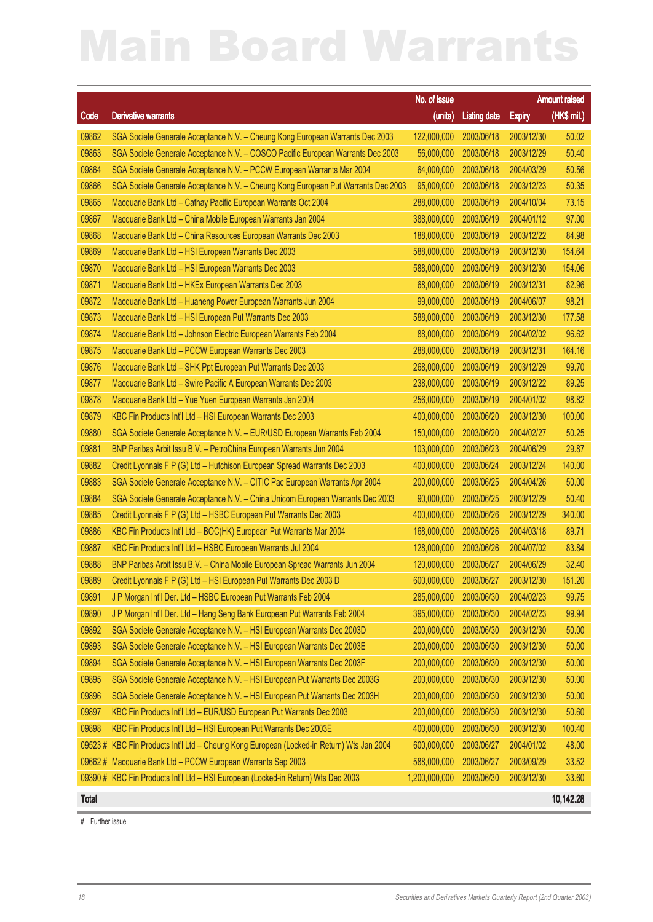# Main Board Warrants

| Code | Derivative warrants | No. of issue (units) | Listing date | Expiry | Amount raised (HK$ mil.) |
|---|---|---|---|---|---|
| 09862 | SGA Societe Generale Acceptance N.V. – Cheung Kong European Warrants Dec 2003 | 122,000,000 | 2003/06/18 | 2003/12/30 | 50.02 |
| 09863 | SGA Societe Generale Acceptance N.V. – COSCO Pacific European Warrants Dec 2003 | 56,000,000 | 2003/06/18 | 2003/12/29 | 50.40 |
| 09864 | SGA Societe Generale Acceptance N.V. – PCCW European Warrants Mar 2004 | 64,000,000 | 2003/06/18 | 2004/03/29 | 50.56 |
| 09866 | SGA Societe Generale Acceptance N.V. – Cheung Kong European Put Warrants Dec 2003 | 95,000,000 | 2003/06/18 | 2003/12/23 | 50.35 |
| 09865 | Macquarie Bank Ltd – Cathay Pacific European Warrants Oct 2004 | 288,000,000 | 2003/06/19 | 2004/10/04 | 73.15 |
| 09867 | Macquarie Bank Ltd – China Mobile European Warrants Jan 2004 | 388,000,000 | 2003/06/19 | 2004/01/12 | 97.00 |
| 09868 | Macquarie Bank Ltd – China Resources European Warrants Dec 2003 | 188,000,000 | 2003/06/19 | 2003/12/22 | 84.98 |
| 09869 | Macquarie Bank Ltd – HSI European Warrants Dec 2003 | 588,000,000 | 2003/06/19 | 2003/12/30 | 154.64 |
| 09870 | Macquarie Bank Ltd – HSI European Warrants Dec 2003 | 588,000,000 | 2003/06/19 | 2003/12/30 | 154.06 |
| 09871 | Macquarie Bank Ltd – HKEx European Warrants Dec 2003 | 68,000,000 | 2003/06/19 | 2003/12/31 | 82.96 |
| 09872 | Macquarie Bank Ltd – Huaneng Power European Warrants Jun 2004 | 99,000,000 | 2003/06/19 | 2004/06/07 | 98.21 |
| 09873 | Macquarie Bank Ltd – HSI European Put Warrants Dec 2003 | 588,000,000 | 2003/06/19 | 2003/12/30 | 177.58 |
| 09874 | Macquarie Bank Ltd – Johnson Electric European Warrants Feb 2004 | 88,000,000 | 2003/06/19 | 2004/02/02 | 96.62 |
| 09875 | Macquarie Bank Ltd – PCCW European Warrants Dec 2003 | 288,000,000 | 2003/06/19 | 2003/12/31 | 164.16 |
| 09876 | Macquarie Bank Ltd – SHK Ppt European Put Warrants Dec 2003 | 268,000,000 | 2003/06/19 | 2003/12/29 | 99.70 |
| 09877 | Macquarie Bank Ltd – Swire Pacific A European Warrants Dec 2003 | 238,000,000 | 2003/06/19 | 2003/12/22 | 89.25 |
| 09878 | Macquarie Bank Ltd – Yue Yuen European Warrants Jan 2004 | 256,000,000 | 2003/06/19 | 2004/01/02 | 98.82 |
| 09879 | KBC Fin Products Int'l Ltd – HSI European Warrants Dec 2003 | 400,000,000 | 2003/06/20 | 2003/12/30 | 100.00 |
| 09880 | SGA Societe Generale Acceptance N.V. – EUR/USD European Warrants Feb 2004 | 150,000,000 | 2003/06/20 | 2004/02/27 | 50.25 |
| 09881 | BNP Paribas Arbit Issu B.V. – PetroChina European Warrants Jun 2004 | 103,000,000 | 2003/06/23 | 2004/06/29 | 29.87 |
| 09882 | Credit Lyonnais F P (G) Ltd – Hutchison European Spread Warrants Dec 2003 | 400,000,000 | 2003/06/24 | 2003/12/24 | 140.00 |
| 09883 | SGA Societe Generale Acceptance N.V. – CITIC Pac European Warrants Apr 2004 | 200,000,000 | 2003/06/25 | 2004/04/26 | 50.00 |
| 09884 | SGA Societe Generale Acceptance N.V. – China Unicom European Warrants Dec 2003 | 90,000,000 | 2003/06/25 | 2003/12/29 | 50.40 |
| 09885 | Credit Lyonnais F P (G) Ltd – HSBC European Put Warrants Dec 2003 | 400,000,000 | 2003/06/26 | 2003/12/29 | 340.00 |
| 09886 | KBC Fin Products Int'l Ltd – BOC(HK) European Put Warrants Mar 2004 | 168,000,000 | 2003/06/26 | 2004/03/18 | 89.71 |
| 09887 | KBC Fin Products Int'l Ltd – HSBC European Warrants Jul 2004 | 128,000,000 | 2003/06/26 | 2004/07/02 | 83.84 |
| 09888 | BNP Paribas Arbit Issu B.V. – China Mobile European Spread Warrants Jun 2004 | 120,000,000 | 2003/06/27 | 2004/06/29 | 32.40 |
| 09889 | Credit Lyonnais F P (G) Ltd – HSI European Put Warrants Dec 2003 D | 600,000,000 | 2003/06/27 | 2003/12/30 | 151.20 |
| 09891 | J P Morgan Int'l Der. Ltd – HSBC European Put Warrants Feb 2004 | 285,000,000 | 2003/06/30 | 2004/02/23 | 99.75 |
| 09890 | J P Morgan Int'l Der. Ltd – Hang Seng Bank European Put Warrants Feb 2004 | 395,000,000 | 2003/06/30 | 2004/02/23 | 99.94 |
| 09892 | SGA Societe Generale Acceptance N.V. – HSI European Warrants Dec 2003D | 200,000,000 | 2003/06/30 | 2003/12/30 | 50.00 |
| 09893 | SGA Societe Generale Acceptance N.V. – HSI European Warrants Dec 2003E | 200,000,000 | 2003/06/30 | 2003/12/30 | 50.00 |
| 09894 | SGA Societe Generale Acceptance N.V. – HSI European Warrants Dec 2003F | 200,000,000 | 2003/06/30 | 2003/12/30 | 50.00 |
| 09895 | SGA Societe Generale Acceptance N.V. – HSI European Put Warrants Dec 2003G | 200,000,000 | 2003/06/30 | 2003/12/30 | 50.00 |
| 09896 | SGA Societe Generale Acceptance N.V. – HSI European Put Warrants Dec 2003H | 200,000,000 | 2003/06/30 | 2003/12/30 | 50.00 |
| 09897 | KBC Fin Products Int'l Ltd – EUR/USD European Put Warrants Dec 2003 | 200,000,000 | 2003/06/30 | 2003/12/30 | 50.60 |
| 09898 | KBC Fin Products Int'l Ltd – HSI European Put Warrants Dec 2003E | 400,000,000 | 2003/06/30 | 2003/12/30 | 100.40 |
| 09523 # | KBC Fin Products Int'l Ltd – Cheung Kong European (Locked-in Return) Wts Jan 2004 | 600,000,000 | 2003/06/27 | 2004/01/02 | 48.00 |
| 09662 # | Macquarie Bank Ltd – PCCW European Warrants Sep 2003 | 588,000,000 | 2003/06/27 | 2003/09/29 | 33.52 |
| 09390 # | KBC Fin Products Int'l Ltd – HSI European (Locked-in Return) Wts Dec 2003 | 1,200,000,000 | 2003/06/30 | 2003/12/30 | 33.60 |
| **Total** | | | | | **10,142.28** |

# Further issue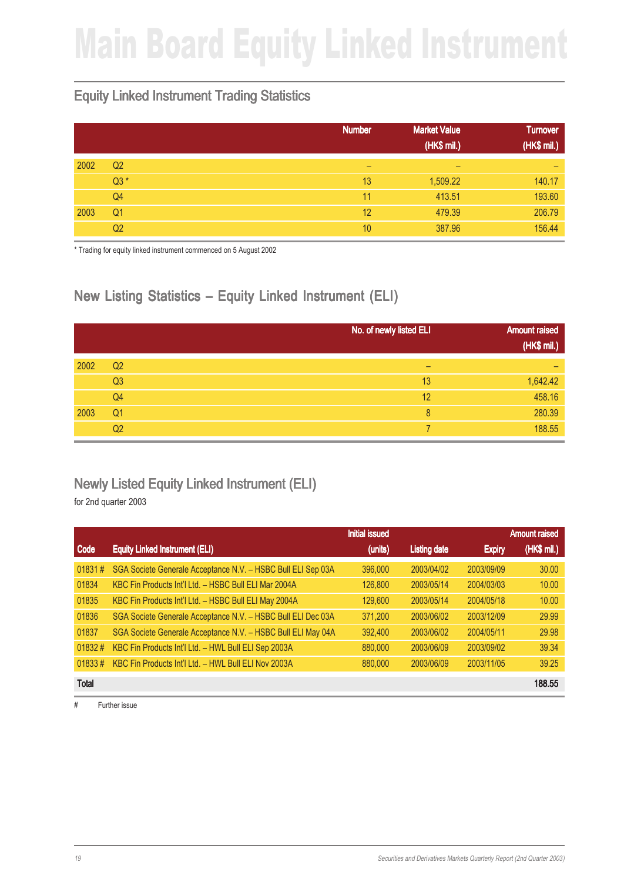# Main Board Equity Linked Instrument

## Equity Linked Instrument Trading Statistics

| | | Number | Market Value (HK$ mil.) | Turnover (HK$ mil.) |
|---|---|---|---|---|
| 2002 | Q2 | – | – | – |
| | Q3 * | 13 | 1,509.22 | 140.17 |
| | Q4 | 11 | 413.51 | 193.60 |
| 2003 | Q1 | 12 | 479.39 | 206.79 |
| | Q2 | 10 | 387.96 | 156.44 |

* Trading for equity linked instrument commenced on 5 August 2002

## New Listing Statistics – Equity Linked Instrument (ELI)

| | | No. of newly listed ELI | Amount raised (HK$ mil.) |
|---|---|---|---|
| 2002 | Q2 | – | – |
| | Q3 | 13 | 1,642.42 |
| | Q4 | 12 | 458.16 |
| 2003 | Q1 | 8 | 280.39 |
| | Q2 | 7 | 188.55 |

## Newly Listed Equity Linked Instrument (ELI)

for 2nd quarter 2003

| Code | Equity Linked Instrument (ELI) | Initial issued (units) | Listing date | Expiry | Amount raised (HK$ mil.) |
|---|---|---|---|---|---|
| 01831 # | SGA Societe Generale Acceptance N.V. – HSBC Bull ELI Sep 03A | 396,000 | 2003/04/02 | 2003/09/09 | 30.00 |
| 01834 | KBC Fin Products Int'l Ltd. – HSBC Bull ELI Mar 2004A | 126,800 | 2003/05/14 | 2004/03/03 | 10.00 |
| 01835 | KBC Fin Products Int'l Ltd. – HSBC Bull ELI May 2004A | 129,600 | 2003/05/14 | 2004/05/18 | 10.00 |
| 01836 | SGA Societe Generale Acceptance N.V. – HSBC Bull ELI Dec 03A | 371,200 | 2003/06/02 | 2003/12/09 | 29.99 |
| 01837 | SGA Societe Generale Acceptance N.V. – HSBC Bull ELI May 04A | 392,400 | 2003/06/02 | 2004/05/11 | 29.98 |
| 01832 # | KBC Fin Products Int'l Ltd. – HWL Bull ELI Sep 2003A | 880,000 | 2003/06/09 | 2003/09/02 | 39.34 |
| 01833 # | KBC Fin Products Int'l Ltd. – HWL Bull ELI Nov 2003A | 880,000 | 2003/06/09 | 2003/11/05 | 39.25 |
| **Total** | | | | | **188.55** |

# Further issue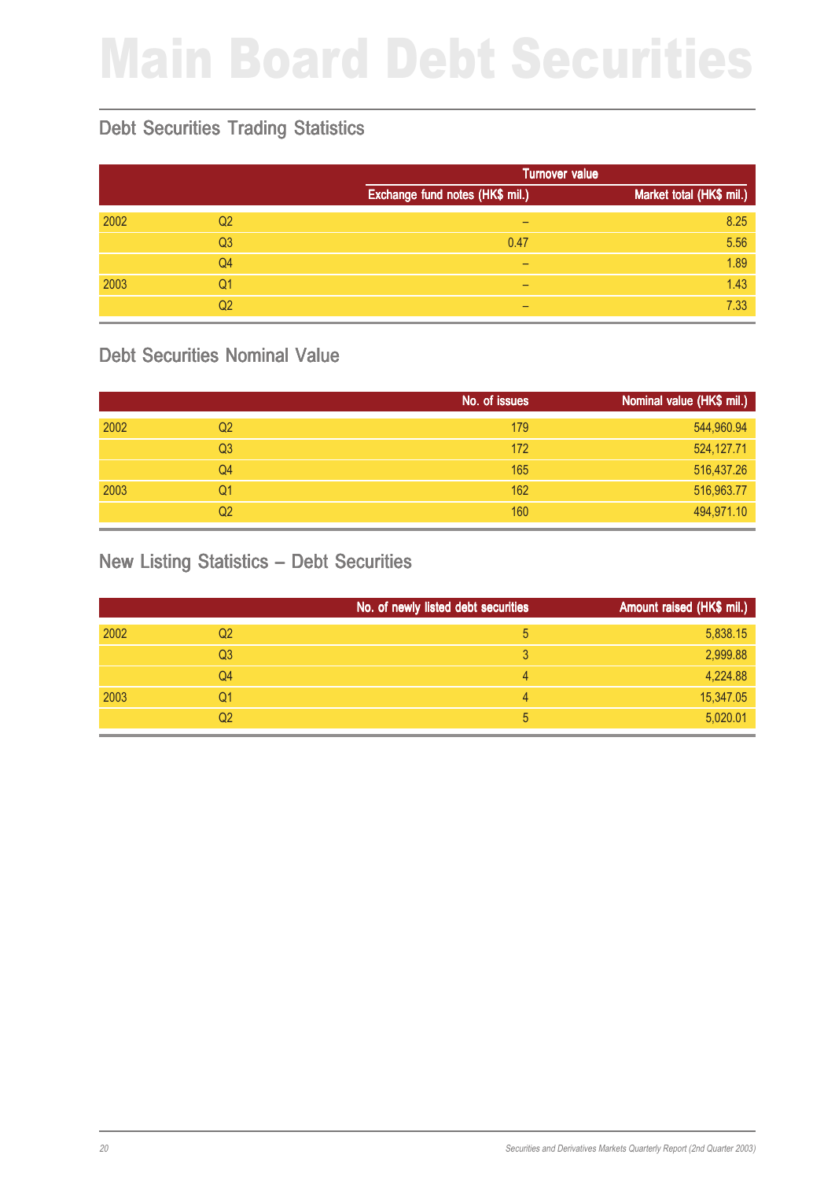# Main Board Debt Securities

## Debt Securities Trading Statistics

| | | Turnover value | |
|---|---|---|---|
| | | Exchange fund notes (HK$ mil.) | Market total (HK$ mil.) |
| 2002 | Q2 | – | 8.25 |
| | Q3 | 0.47 | 5.56 |
| | Q4 | – | 1.89 |
| 2003 | Q1 | – | 1.43 |
| | Q2 | – | 7.33 |

## Debt Securities Nominal Value

| | | No. of issues | Nominal value (HK$ mil.) |
|---|---|---|---|
| 2002 | Q2 | 179 | 544,960.94 |
| | Q3 | 172 | 524,127.71 |
| | Q4 | 165 | 516,437.26 |
| 2003 | Q1 | 162 | 516,963.77 |
| | Q2 | 160 | 494,971.10 |

## New Listing Statistics – Debt Securities

| | | No. of newly listed debt securities | Amount raised (HK$ mil.) |
|---|---|---|---|
| 2002 | Q2 | 5 | 5,838.15 |
| | Q3 | 3 | 2,999.88 |
| | Q4 | 4 | 4,224.88 |
| 2003 | Q1 | 4 | 15,347.05 |
| | Q2 | 5 | 5,020.01 |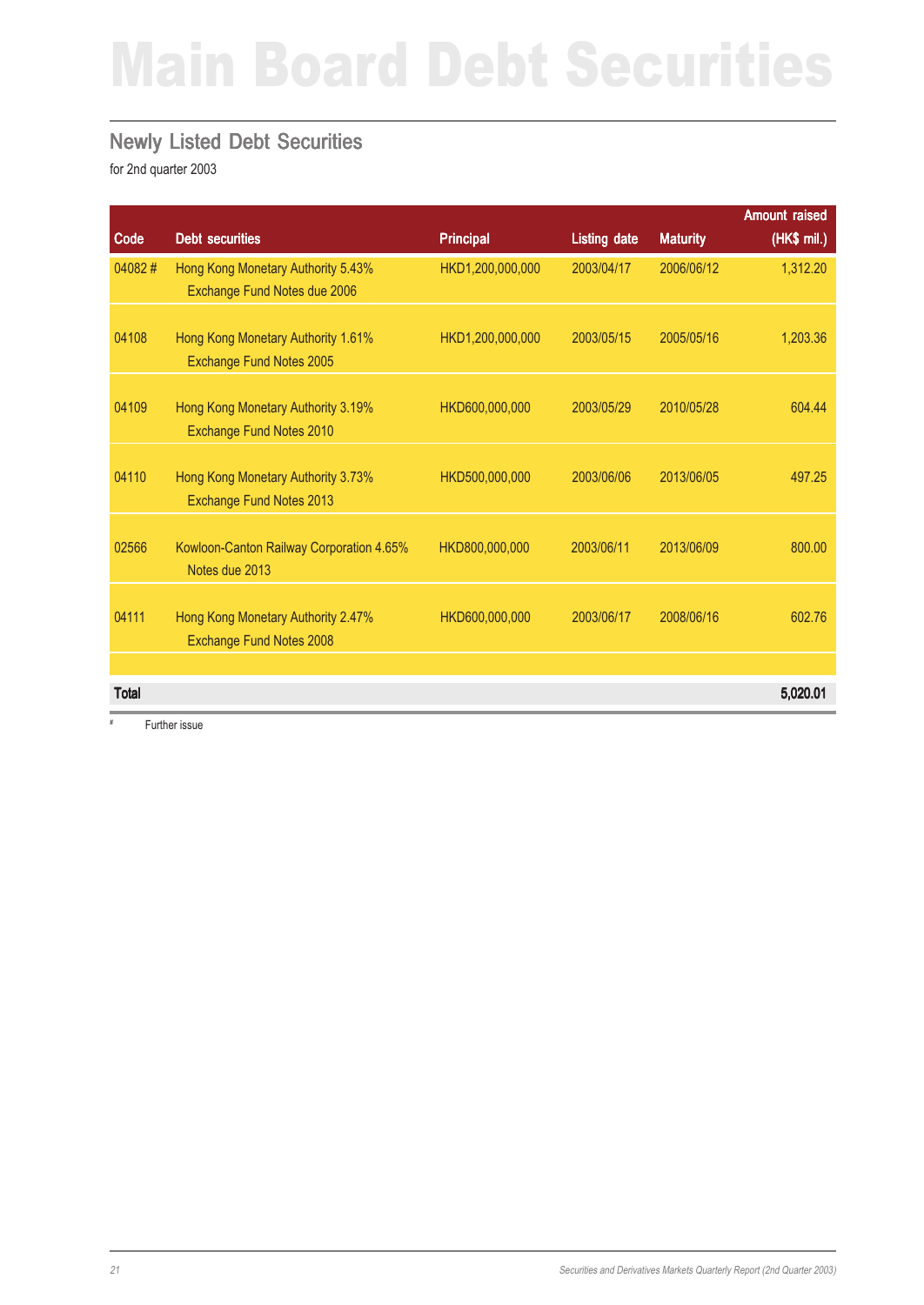# Main Board Debt Securities

## Newly Listed Debt Securities

for 2nd quarter 2003

| Code | Debt securities | Principal | Listing date | Maturity | Amount raised (HK$ mil.) |
|---|---|---|---|---|---|
| 04082 # | Hong Kong Monetary Authority 5.43% Exchange Fund Notes due 2006 | HKD1,200,000,000 | 2003/04/17 | 2006/06/12 | 1,312.20 |
| 04108 | Hong Kong Monetary Authority 1.61% Exchange Fund Notes 2005 | HKD1,200,000,000 | 2003/05/15 | 2005/05/16 | 1,203.36 |
| 04109 | Hong Kong Monetary Authority 3.19% Exchange Fund Notes 2010 | HKD600,000,000 | 2003/05/29 | 2010/05/28 | 604.44 |
| 04110 | Hong Kong Monetary Authority 3.73% Exchange Fund Notes 2013 | HKD500,000,000 | 2003/06/06 | 2013/06/05 | 497.25 |
| 02566 | Kowloon-Canton Railway Corporation 4.65% Notes due 2013 | HKD800,000,000 | 2003/06/11 | 2013/06/09 | 800.00 |
| 04111 | Hong Kong Monetary Authority 2.47% Exchange Fund Notes 2008 | HKD600,000,000 | 2003/06/17 | 2008/06/16 | 602.76 |
| **Total** | | | | | **5,020.01** |

# Further issue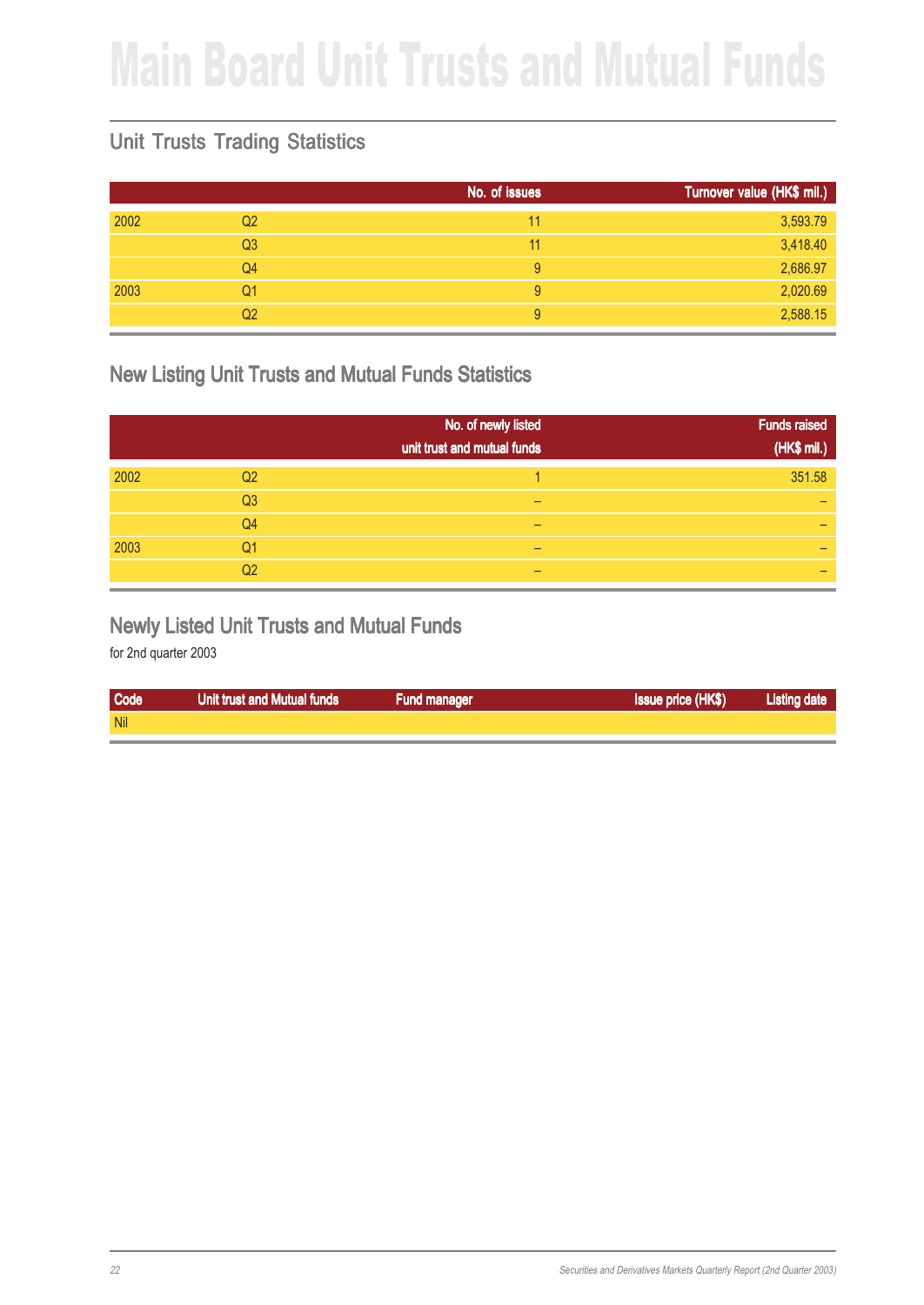# Main Board Unit Trusts and Mutual Funds

## Unit Trusts Trading Statistics

| | | No. of issues | Turnover value (HK$ mil.) |
|---|---|---|---|
| 2002 | Q2 | 11 | 3,593.79 |
| | Q3 | 11 | 3,418.40 |
| | Q4 | 9 | 2,686.97 |
| 2003 | Q1 | 9 | 2,020.69 |
| | Q2 | 9 | 2,588.15 |

## New Listing Unit Trusts and Mutual Funds Statistics

| | | No. of newly listed unit trust and mutual funds | Funds raised (HK$ mil.) |
|---|---|---|---|
| 2002 | Q2 | 1 | 351.58 |
| | Q3 | – | – |
| | Q4 | – | – |
| 2003 | Q1 | – | – |
| | Q2 | – | – |

## Newly Listed Unit Trusts and Mutual Funds

for 2nd quarter 2003

| Code | Unit trust and Mutual funds | Fund manager | Issue price (HK$) | Listing date |
|---|---|---|---|---|
| Nil | | | | |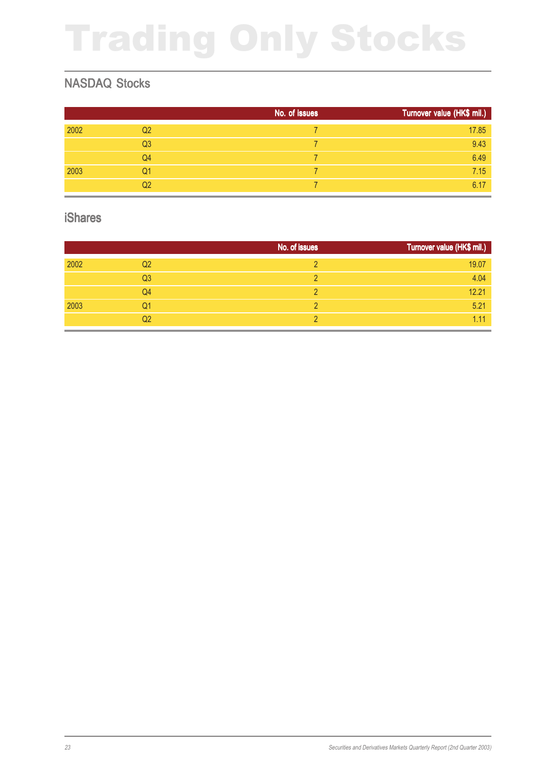# Trading Only Stocks

## NASDAQ Stocks

| | | No. of issues | Turnover value (HK$ mil.) |
|---|---|---|---|
| 2002 | Q2 | 7 | 17.85 |
| | Q3 | 7 | 9.43 |
| | Q4 | 7 | 6.49 |
| 2003 | Q1 | 7 | 7.15 |
| | Q2 | 7 | 6.17 |

## iShares

| | | No. of issues | Turnover value (HK$ mil.) |
|---|---|---|---|
| 2002 | Q2 | 2 | 19.07 |
| | Q3 | 2 | 4.04 |
| | Q4 | 2 | 12.21 |
| 2003 | Q1 | 2 | 5.21 |
| | Q2 | 2 | 1.11 |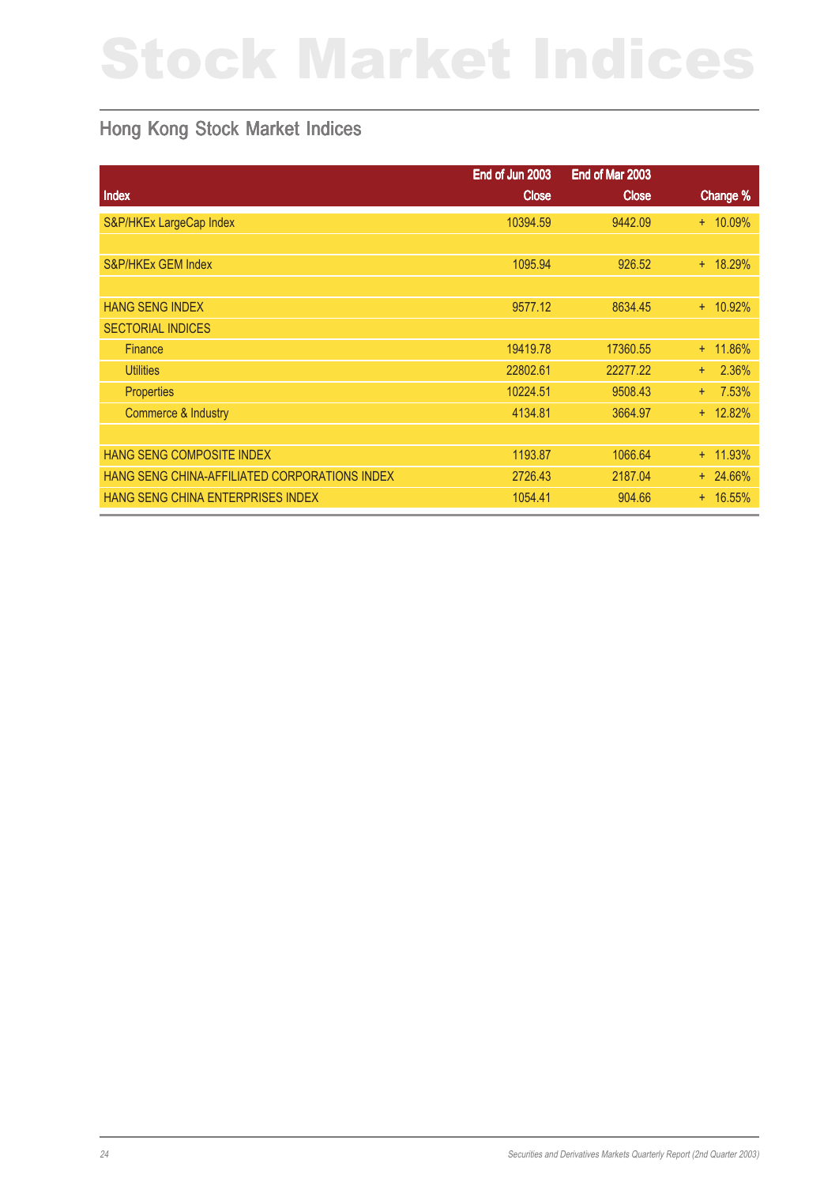# Stock Market Indices

## Hong Kong Stock Market Indices

| Index | End of Jun 2003 Close | End of Mar 2003 Close | Change % |
|---|---|---|---|
| S&P/HKEx LargeCap Index | 10394.59 | 9442.09 | + 10.09% |
| | | | |
| S&P/HKEx GEM Index | 1095.94 | 926.52 | + 18.29% |
| | | | |
| HANG SENG INDEX | 9577.12 | 8634.45 | + 10.92% |
| SECTORIAL INDICES | | | |
| Finance | 19419.78 | 17360.55 | + 11.86% |
| Utilities | 22802.61 | 22277.22 | + 2.36% |
| Properties | 10224.51 | 9508.43 | + 7.53% |
| Commerce & Industry | 4134.81 | 3664.97 | + 12.82% |
| | | | |
| HANG SENG COMPOSITE INDEX | 1193.87 | 1066.64 | + 11.93% |
| HANG SENG CHINA-AFFILIATED CORPORATIONS INDEX | 2726.43 | 2187.04 | + 24.66% |
| HANG SENG CHINA ENTERPRISES INDEX | 1054.41 | 904.66 | + 16.55% |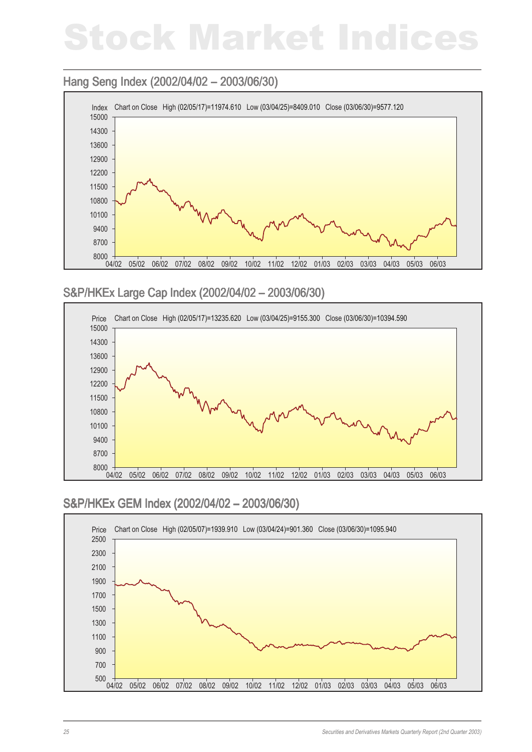# Stock Market Indices

## Hang Seng Index (2002/04/02 – 2003/06/30)

Index Chart on Close High (02/05/17)=11974.610 Low (03/04/25)=8409.010 Close (03/06/30)=9577.120

## S&P/HKEx Large Cap Index (2002/04/02 – 2003/06/30)

Price Chart on Close High (02/05/17)=13235.620 Low (03/04/25)=9155.300 Close (03/06/30)=10394.590

## S&P/HKEx GEM Index (2002/04/02 – 2003/06/30)

Price Chart on Close High (02/05/07)=1939.910 Low (03/04/24)=901.360 Close (03/06/30)=1095.940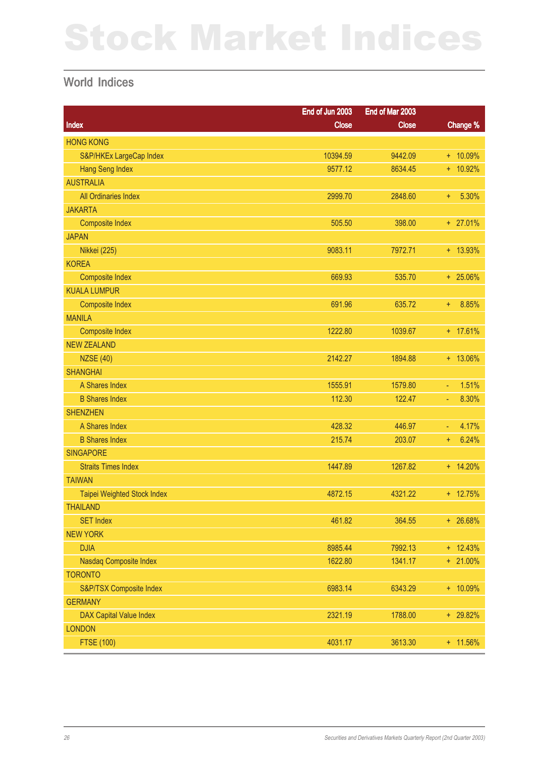# Stock Market Indices

## World Indices

| Index | End of Jun 2003 Close | End of Mar 2003 Close | Change % |
|---|---|---|---|
| HONG KONG | | | |
| S&P/HKEx LargeCap Index | 10394.59 | 9442.09 | + 10.09% |
| Hang Seng Index | 9577.12 | 8634.45 | + 10.92% |
| AUSTRALIA | | | |
| All Ordinaries Index | 2999.70 | 2848.60 | + 5.30% |
| JAKARTA | | | |
| Composite Index | 505.50 | 398.00 | + 27.01% |
| JAPAN | | | |
| Nikkei (225) | 9083.11 | 7972.71 | + 13.93% |
| KOREA | | | |
| Composite Index | 669.93 | 535.70 | + 25.06% |
| KUALA LUMPUR | | | |
| Composite Index | 691.96 | 635.72 | + 8.85% |
| MANILA | | | |
| Composite Index | 1222.80 | 1039.67 | + 17.61% |
| NEW ZEALAND | | | |
| NZSE (40) | 2142.27 | 1894.88 | + 13.06% |
| SHANGHAI | | | |
| A Shares Index | 1555.91 | 1579.80 | - 1.51% |
| B Shares Index | 112.30 | 122.47 | - 8.30% |
| SHENZHEN | | | |
| A Shares Index | 428.32 | 446.97 | - 4.17% |
| B Shares Index | 215.74 | 203.07 | + 6.24% |
| SINGAPORE | | | |
| Straits Times Index | 1447.89 | 1267.82 | + 14.20% |
| TAIWAN | | | |
| Taipei Weighted Stock Index | 4872.15 | 4321.22 | + 12.75% |
| THAILAND | | | |
| SET Index | 461.82 | 364.55 | + 26.68% |
| NEW YORK | | | |
| DJIA | 8985.44 | 7992.13 | + 12.43% |
| Nasdaq Composite Index | 1622.80 | 1341.17 | + 21.00% |
| TORONTO | | | |
| S&P/TSX Composite Index | 6983.14 | 6343.29 | + 10.09% |
| GERMANY | | | |
| DAX Capital Value Index | 2321.19 | 1788.00 | + 29.82% |
| LONDON | | | |
| FTSE (100) | 4031.17 | 3613.30 | + 11.56% |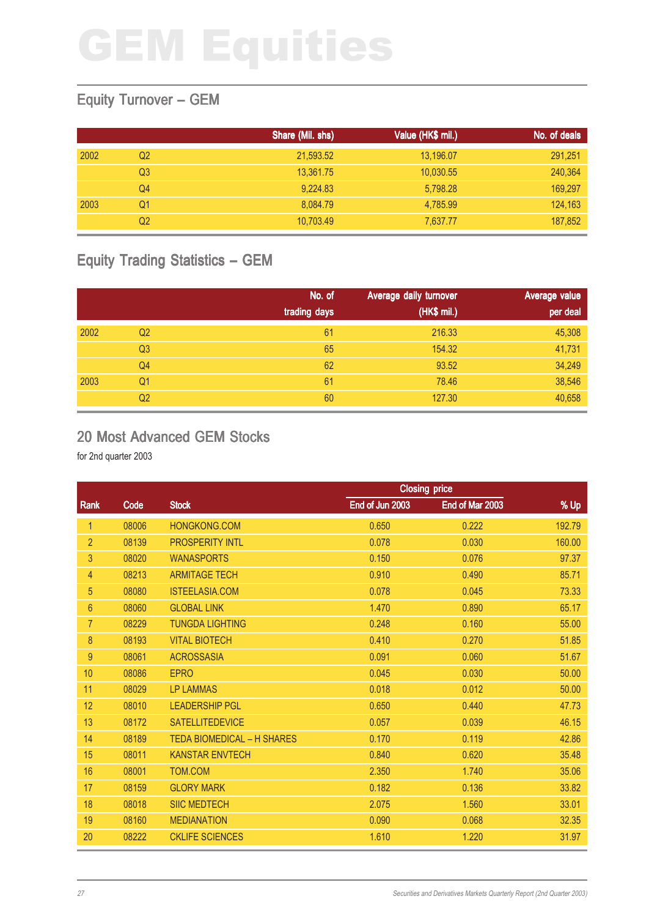# GEM Equities

## Equity Turnover – GEM

| | | Share (Mil. shs) | Value (HK$ mil.) | No. of deals |
|---|---|---|---|---|
| 2002 | Q2 | 21,593.52 | 13,196.07 | 291,251 |
| | Q3 | 13,361.75 | 10,030.55 | 240,364 |
| | Q4 | 9,224.83 | 5,798.28 | 169,297 |
| 2003 | Q1 | 8,084.79 | 4,785.99 | 124,163 |
| | Q2 | 10,703.49 | 7,637.77 | 187,852 |

## Equity Trading Statistics – GEM

| | | No. of trading days | Average daily turnover (HK$ mil.) | Average value per deal |
|---|---|---|---|---|
| 2002 | Q2 | 61 | 216.33 | 45,308 |
| | Q3 | 65 | 154.32 | 41,731 |
| | Q4 | 62 | 93.52 | 34,249 |
| 2003 | Q1 | 61 | 78.46 | 38,546 |
| | Q2 | 60 | 127.30 | 40,658 |

## 20 Most Advanced GEM Stocks

for 2nd quarter 2003

| | | | Closing price | | |
|---|---|---|---|---|---|
| Rank | Code | Stock | End of Jun 2003 | End of Mar 2003 | % Up |
| 1 | 08006 | HONGKONG.COM | 0.650 | 0.222 | 192.79 |
| 2 | 08139 | PROSPERITY INTL | 0.078 | 0.030 | 160.00 |
| 3 | 08020 | WANASPORTS | 0.150 | 0.076 | 97.37 |
| 4 | 08213 | ARMITAGE TECH | 0.910 | 0.490 | 85.71 |
| 5 | 08080 | ISTEELASIA.COM | 0.078 | 0.045 | 73.33 |
| 6 | 08060 | GLOBAL LINK | 1.470 | 0.890 | 65.17 |
| 7 | 08229 | TUNGDA LIGHTING | 0.248 | 0.160 | 55.00 |
| 8 | 08193 | VITAL BIOTECH | 0.410 | 0.270 | 51.85 |
| 9 | 08061 | ACROSSASIA | 0.091 | 0.060 | 51.67 |
| 10 | 08086 | EPRO | 0.045 | 0.030 | 50.00 |
| 11 | 08029 | LP LAMMAS | 0.018 | 0.012 | 50.00 |
| 12 | 08010 | LEADERSHIP PGL | 0.650 | 0.440 | 47.73 |
| 13 | 08172 | SATELLITEDEVICE | 0.057 | 0.039 | 46.15 |
| 14 | 08189 | TEDA BIOMEDICAL – H SHARES | 0.170 | 0.119 | 42.86 |
| 15 | 08011 | KANSTAR ENVTECH | 0.840 | 0.620 | 35.48 |
| 16 | 08001 | TOM.COM | 2.350 | 1.740 | 35.06 |
| 17 | 08159 | GLORY MARK | 0.182 | 0.136 | 33.82 |
| 18 | 08018 | SIIC MEDTECH | 2.075 | 1.560 | 33.01 |
| 19 | 08160 | MEDIANATION | 0.090 | 0.068 | 32.35 |
| 20 | 08222 | CKLIFE SCIENCES | 1.610 | 1.220 | 31.97 |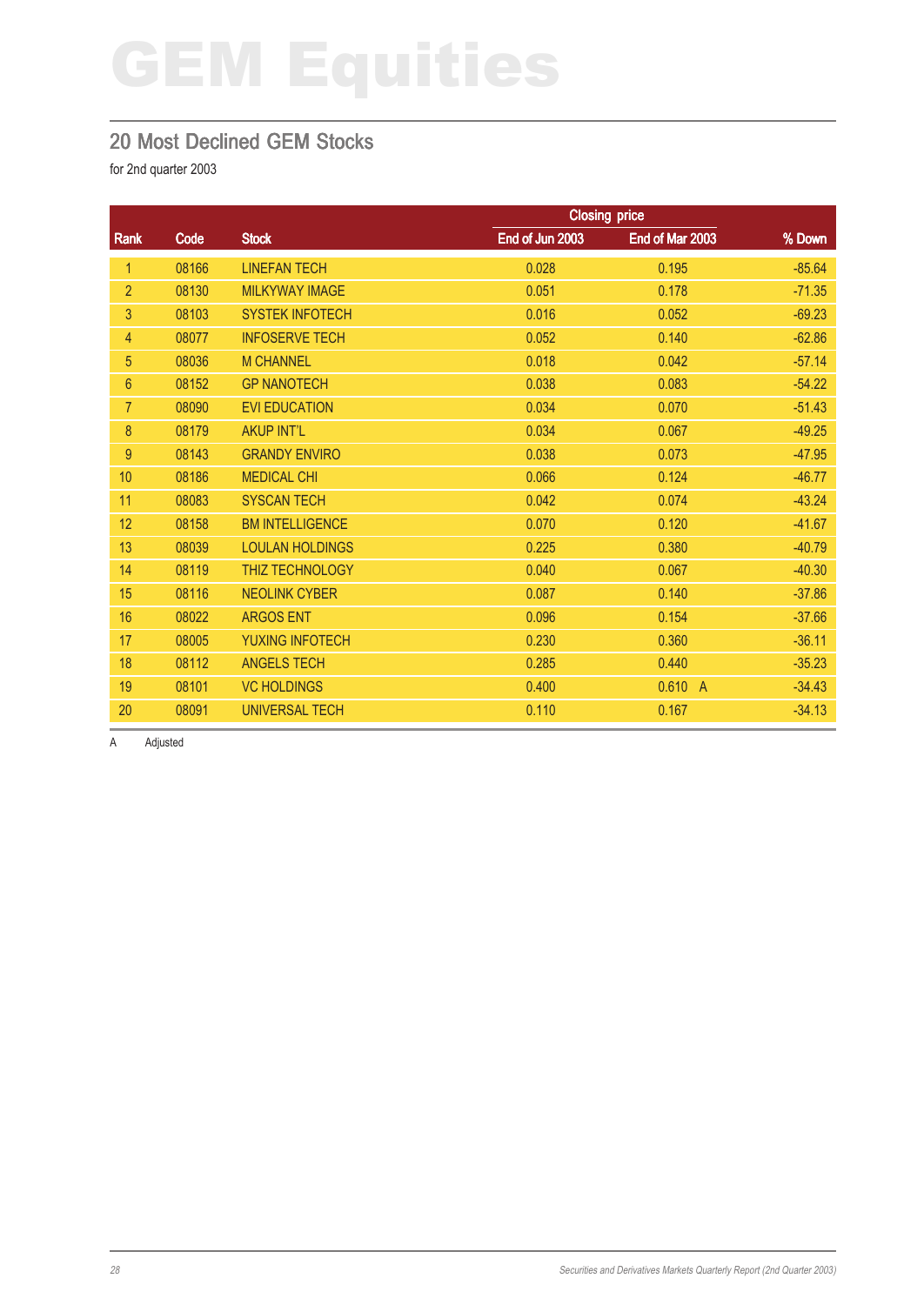# GEM Equities

## 20 Most Declined GEM Stocks

for 2nd quarter 2003

| Rank | Code | Stock | Closing price | | % Down |
|---|---|---|---|---|---|
| | | | End of Jun 2003 | End of Mar 2003 | |
| 1 | 08166 | LINEFAN TECH | 0.028 | 0.195 | -85.64 |
| 2 | 08130 | MILKYWAY IMAGE | 0.051 | 0.178 | -71.35 |
| 3 | 08103 | SYSTEK INFOTECH | 0.016 | 0.052 | -69.23 |
| 4 | 08077 | INFOSERVE TECH | 0.052 | 0.140 | -62.86 |
| 5 | 08036 | M CHANNEL | 0.018 | 0.042 | -57.14 |
| 6 | 08152 | GP NANOTECH | 0.038 | 0.083 | -54.22 |
| 7 | 08090 | EVI EDUCATION | 0.034 | 0.070 | -51.43 |
| 8 | 08179 | AKUP INT'L | 0.034 | 0.067 | -49.25 |
| 9 | 08143 | GRANDY ENVIRO | 0.038 | 0.073 | -47.95 |
| 10 | 08186 | MEDICAL CHI | 0.066 | 0.124 | -46.77 |
| 11 | 08083 | SYSCAN TECH | 0.042 | 0.074 | -43.24 |
| 12 | 08158 | BM INTELLIGENCE | 0.070 | 0.120 | -41.67 |
| 13 | 08039 | LOULAN HOLDINGS | 0.225 | 0.380 | -40.79 |
| 14 | 08119 | THIZ TECHNOLOGY | 0.040 | 0.067 | -40.30 |
| 15 | 08116 | NEOLINK CYBER | 0.087 | 0.140 | -37.86 |
| 16 | 08022 | ARGOS ENT | 0.096 | 0.154 | -37.66 |
| 17 | 08005 | YUXING INFOTECH | 0.230 | 0.360 | -36.11 |
| 18 | 08112 | ANGELS TECH | 0.285 | 0.440 | -35.23 |
| 19 | 08101 | VC HOLDINGS | 0.400 | 0.610 A | -34.43 |
| 20 | 08091 | UNIVERSAL TECH | 0.110 | 0.167 | -34.13 |

A Adjusted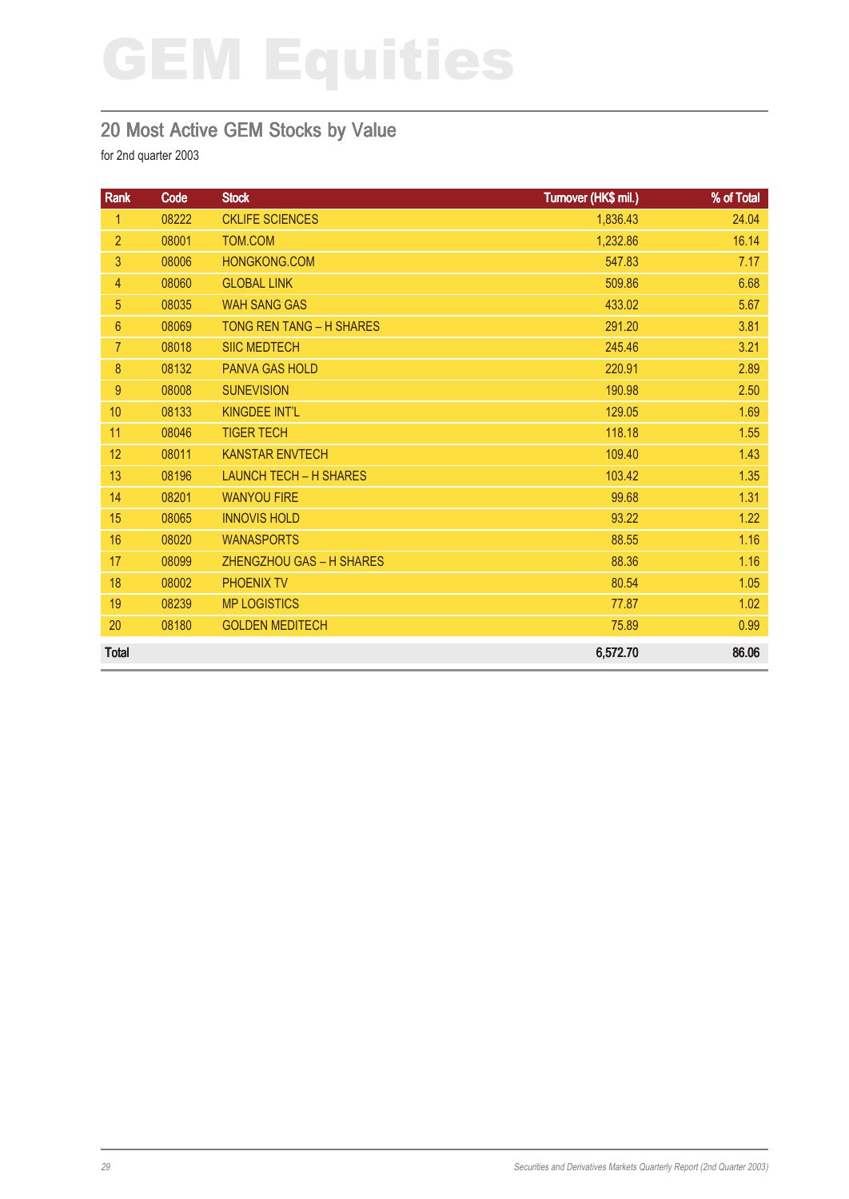# GEM Equities

## 20 Most Active GEM Stocks by Value

for 2nd quarter 2003

| Rank | Code | Stock | Turnover (HK$ mil.) | % of Total |
|---|---|---|---|---|
| 1 | 08222 | CKLIFE SCIENCES | 1,836.43 | 24.04 |
| 2 | 08001 | TOM.COM | 1,232.86 | 16.14 |
| 3 | 08006 | HONGKONG.COM | 547.83 | 7.17 |
| 4 | 08060 | GLOBAL LINK | 509.86 | 6.68 |
| 5 | 08035 | WAH SANG GAS | 433.02 | 5.67 |
| 6 | 08069 | TONG REN TANG – H SHARES | 291.20 | 3.81 |
| 7 | 08018 | SIIC MEDTECH | 245.46 | 3.21 |
| 8 | 08132 | PANVA GAS HOLD | 220.91 | 2.89 |
| 9 | 08008 | SUNEVISION | 190.98 | 2.50 |
| 10 | 08133 | KINGDEE INT'L | 129.05 | 1.69 |
| 11 | 08046 | TIGER TECH | 118.18 | 1.55 |
| 12 | 08011 | KANSTAR ENVTECH | 109.40 | 1.43 |
| 13 | 08196 | LAUNCH TECH – H SHARES | 103.42 | 1.35 |
| 14 | 08201 | WANYOU FIRE | 99.68 | 1.31 |
| 15 | 08065 | INNOVIS HOLD | 93.22 | 1.22 |
| 16 | 08020 | WANASPORTS | 88.55 | 1.16 |
| 17 | 08099 | ZHENGZHOU GAS – H SHARES | 88.36 | 1.16 |
| 18 | 08002 | PHOENIX TV | 80.54 | 1.05 |
| 19 | 08239 | MP LOGISTICS | 77.87 | 1.02 |
| 20 | 08180 | GOLDEN MEDITECH | 75.89 | 0.99 |
| **Total** | | | **6,572.70** | **86.06** |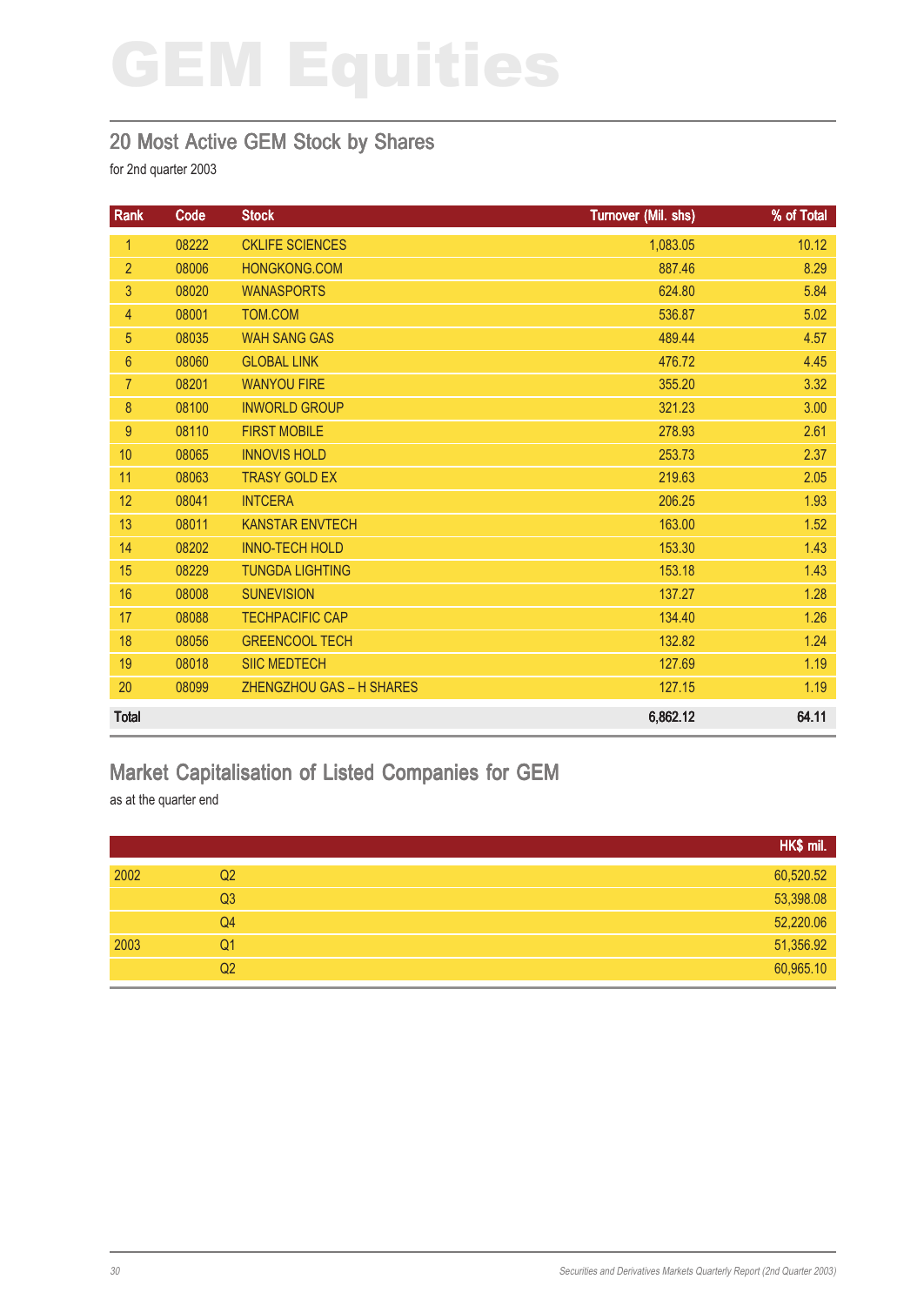# GEM Equities

## 20 Most Active GEM Stock by Shares

for 2nd quarter 2003

| Rank | Code | Stock | Turnover (Mil. shs) | % of Total |
|---|---|---|---|---|
| 1 | 08222 | CKLIFE SCIENCES | 1,083.05 | 10.12 |
| 2 | 08006 | HONGKONG.COM | 887.46 | 8.29 |
| 3 | 08020 | WANASPORTS | 624.80 | 5.84 |
| 4 | 08001 | TOM.COM | 536.87 | 5.02 |
| 5 | 08035 | WAH SANG GAS | 489.44 | 4.57 |
| 6 | 08060 | GLOBAL LINK | 476.72 | 4.45 |
| 7 | 08201 | WANYOU FIRE | 355.20 | 3.32 |
| 8 | 08100 | INWORLD GROUP | 321.23 | 3.00 |
| 9 | 08110 | FIRST MOBILE | 278.93 | 2.61 |
| 10 | 08065 | INNOVIS HOLD | 253.73 | 2.37 |
| 11 | 08063 | TRASY GOLD EX | 219.63 | 2.05 |
| 12 | 08041 | INTCERA | 206.25 | 1.93 |
| 13 | 08011 | KANSTAR ENVTECH | 163.00 | 1.52 |
| 14 | 08202 | INNO-TECH HOLD | 153.30 | 1.43 |
| 15 | 08229 | TUNGDA LIGHTING | 153.18 | 1.43 |
| 16 | 08008 | SUNEVISION | 137.27 | 1.28 |
| 17 | 08088 | TECHPACIFIC CAP | 134.40 | 1.26 |
| 18 | 08056 | GREENCOOL TECH | 132.82 | 1.24 |
| 19 | 08018 | SIIC MEDTECH | 127.69 | 1.19 |
| 20 | 08099 | ZHENGZHOU GAS – H SHARES | 127.15 | 1.19 |
| **Total** | | | **6,862.12** | **64.11** |

## Market Capitalisation of Listed Companies for GEM

as at the quarter end

| | | HK$ mil. |
|---|---|---|
| 2002 | Q2 | 60,520.52 |
| | Q3 | 53,398.08 |
| | Q4 | 52,220.06 |
| 2003 | Q1 | 51,356.92 |
| | Q2 | 60,965.10 |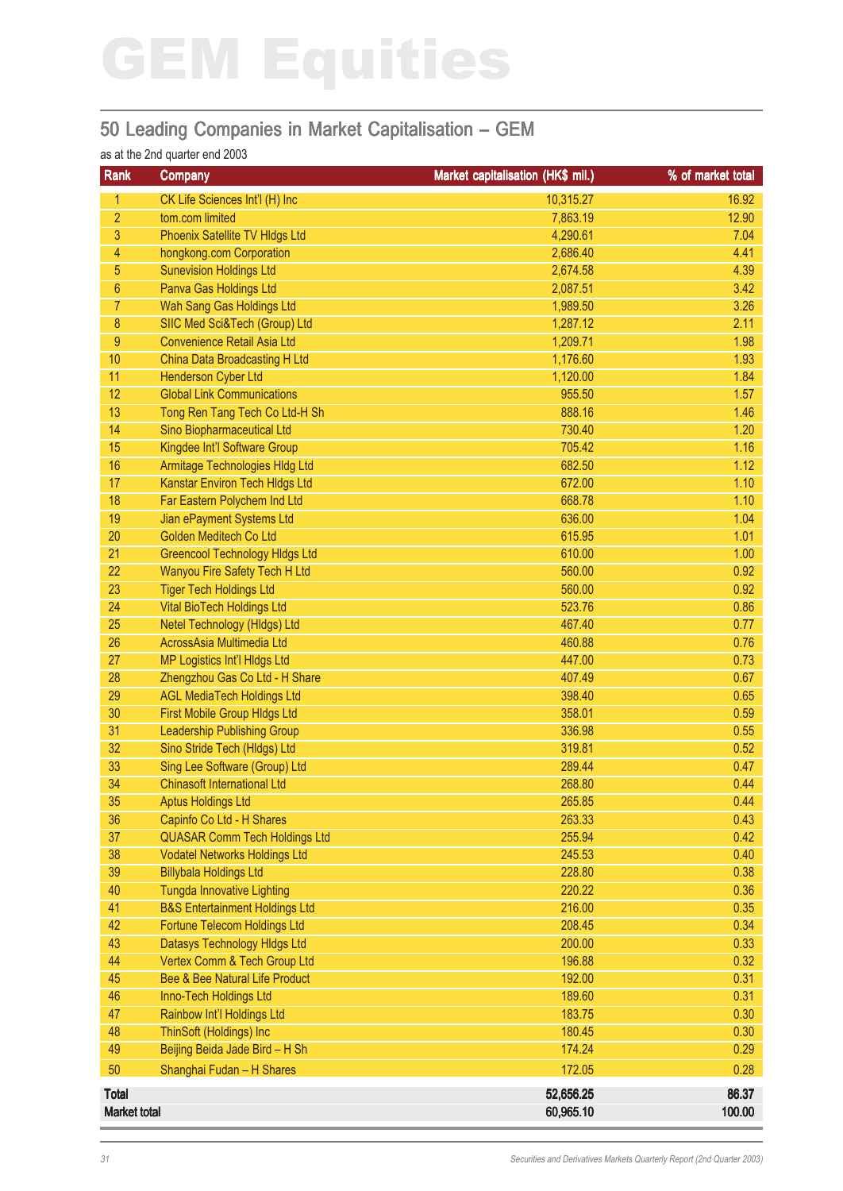# GEM Equities

## 50 Leading Companies in Market Capitalisation – GEM

as at the 2nd quarter end 2003

| Rank | Company | Market capitalisation (HK$ mil.) | % of market total |
|---|---|---|---|
| 1 | CK Life Sciences Int'l (H) Inc | 10,315.27 | 16.92 |
| 2 | tom.com limited | 7,863.19 | 12.90 |
| 3 | Phoenix Satellite TV Hldgs Ltd | 4,290.61 | 7.04 |
| 4 | hongkong.com Corporation | 2,686.40 | 4.41 |
| 5 | Sunevision Holdings Ltd | 2,674.58 | 4.39 |
| 6 | Panva Gas Holdings Ltd | 2,087.51 | 3.42 |
| 7 | Wah Sang Gas Holdings Ltd | 1,989.50 | 3.26 |
| 8 | SIIC Med Sci&Tech (Group) Ltd | 1,287.12 | 2.11 |
| 9 | Convenience Retail Asia Ltd | 1,209.71 | 1.98 |
| 10 | China Data Broadcasting H Ltd | 1,176.60 | 1.93 |
| 11 | Henderson Cyber Ltd | 1,120.00 | 1.84 |
| 12 | Global Link Communications | 955.50 | 1.57 |
| 13 | Tong Ren Tang Tech Co Ltd-H Sh | 888.16 | 1.46 |
| 14 | Sino Biopharmaceutical Ltd | 730.40 | 1.20 |
| 15 | Kingdee Int'l Software Group | 705.42 | 1.16 |
| 16 | Armitage Technologies Hldg Ltd | 682.50 | 1.12 |
| 17 | Kanstar Environ Tech Hldgs Ltd | 672.00 | 1.10 |
| 18 | Far Eastern Polychem Ind Ltd | 668.78 | 1.10 |
| 19 | Jian ePayment Systems Ltd | 636.00 | 1.04 |
| 20 | Golden Meditech Co Ltd | 615.95 | 1.01 |
| 21 | Greencool Technology Hldgs Ltd | 610.00 | 1.00 |
| 22 | Wanyou Fire Safety Tech H Ltd | 560.00 | 0.92 |
| 23 | Tiger Tech Holdings Ltd | 560.00 | 0.92 |
| 24 | Vital BioTech Holdings Ltd | 523.76 | 0.86 |
| 25 | Netel Technology (Hldgs) Ltd | 467.40 | 0.77 |
| 26 | AcrossAsia Multimedia Ltd | 460.88 | 0.76 |
| 27 | MP Logistics Int'l Hldgs Ltd | 447.00 | 0.73 |
| 28 | Zhengzhou Gas Co Ltd - H Share | 407.49 | 0.67 |
| 29 | AGL MediaTech Holdings Ltd | 398.40 | 0.65 |
| 30 | First Mobile Group Hldgs Ltd | 358.01 | 0.59 |
| 31 | Leadership Publishing Group | 336.98 | 0.55 |
| 32 | Sino Stride Tech (Hldgs) Ltd | 319.81 | 0.52 |
| 33 | Sing Lee Software (Group) Ltd | 289.44 | 0.47 |
| 34 | Chinasoft International Ltd | 268.80 | 0.44 |
| 35 | Aptus Holdings Ltd | 265.85 | 0.44 |
| 36 | Capinfo Co Ltd - H Shares | 263.33 | 0.43 |
| 37 | QUASAR Comm Tech Holdings Ltd | 255.94 | 0.42 |
| 38 | Vodatel Networks Holdings Ltd | 245.53 | 0.40 |
| 39 | Billybala Holdings Ltd | 228.80 | 0.38 |
| 40 | Tungda Innovative Lighting | 220.22 | 0.36 |
| 41 | B&S Entertainment Holdings Ltd | 216.00 | 0.35 |
| 42 | Fortune Telecom Holdings Ltd | 208.45 | 0.34 |
| 43 | Datasys Technology Hldgs Ltd | 200.00 | 0.33 |
| 44 | Vertex Comm & Tech Group Ltd | 196.88 | 0.32 |
| 45 | Bee & Bee Natural Life Product | 192.00 | 0.31 |
| 46 | Inno-Tech Holdings Ltd | 189.60 | 0.31 |
| 47 | Rainbow Int'l Holdings Ltd | 183.75 | 0.30 |
| 48 | ThinSoft (Holdings) Inc | 180.45 | 0.30 |
| 49 | Beijing Beida Jade Bird – H Sh | 174.24 | 0.29 |
| 50 | Shanghai Fudan – H Shares | 172.05 | 0.28 |
| **Total** | | **52,656.25** | **86.37** |
| **Market total** | | **60,965.10** | **100.00** |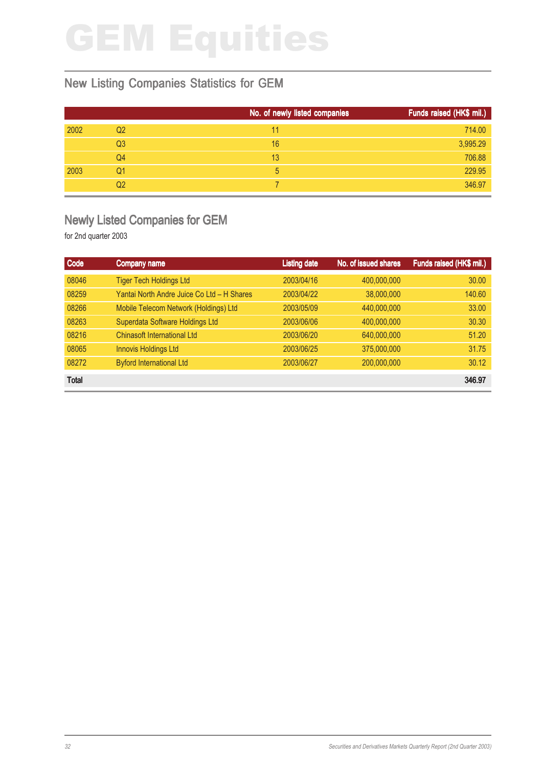# GEM Equities

## New Listing Companies Statistics for GEM

| | | No. of newly listed companies | Funds raised (HK$ mil.) |
|---|---|---|---|
| 2002 | Q2 | 11 | 714.00 |
| | Q3 | 16 | 3,995.29 |
| | Q4 | 13 | 706.88 |
| 2003 | Q1 | 5 | 229.95 |
| | Q2 | 7 | 346.97 |

## Newly Listed Companies for GEM

for 2nd quarter 2003

| Code | Company name | Listing date | No. of issued shares | Funds raised (HK$ mil.) |
|---|---|---|---|---|
| 08046 | Tiger Tech Holdings Ltd | 2003/04/16 | 400,000,000 | 30.00 |
| 08259 | Yantai North Andre Juice Co Ltd – H Shares | 2003/04/22 | 38,000,000 | 140.60 |
| 08266 | Mobile Telecom Network (Holdings) Ltd | 2003/05/09 | 440,000,000 | 33.00 |
| 08263 | Superdata Software Holdings Ltd | 2003/06/06 | 400,000,000 | 30.30 |
| 08216 | Chinasoft International Ltd | 2003/06/20 | 640,000,000 | 51.20 |
| 08065 | Innovis Holdings Ltd | 2003/06/25 | 375,000,000 | 31.75 |
| 08272 | Byford International Ltd | 2003/06/27 | 200,000,000 | 30.12 |
| **Total** | | | | **346.97** |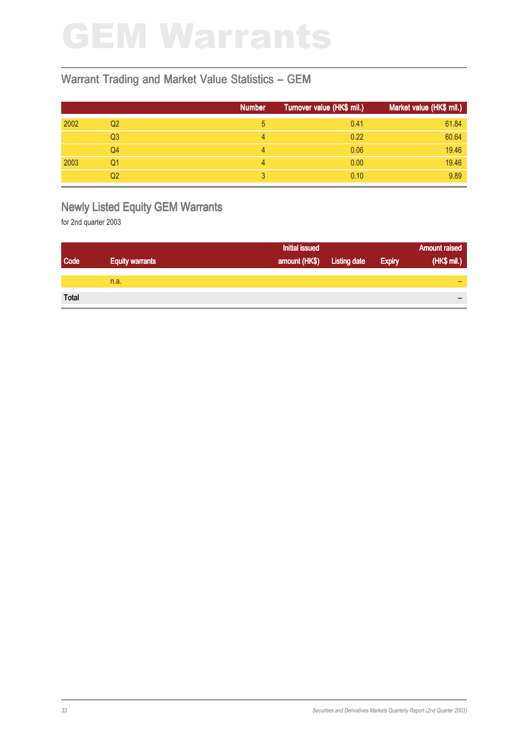# GEM Warrants

## Warrant Trading and Market Value Statistics – GEM

| | | Number | Turnover value (HK$ mil.) | Market value (HK$ mil.) |
|---|---|---|---|---|
| 2002 | Q2 | 5 | 0.41 | 61.84 |
| | Q3 | 4 | 0.22 | 60.64 |
| | Q4 | 4 | 0.06 | 19.46 |
| 2003 | Q1 | 4 | 0.00 | 19.46 |
| | Q2 | 3 | 0.10 | 9.89 |

## Newly Listed Equity GEM Warrants

for 2nd quarter 2003

| Code | Equity warrants | Initial issued amount (HK$) | Listing date | Expiry | Amount raised (HK$ mil.) |
|---|---|---|---|---|---|
| | n.a. | | | | – |
| **Total** | | | | | – |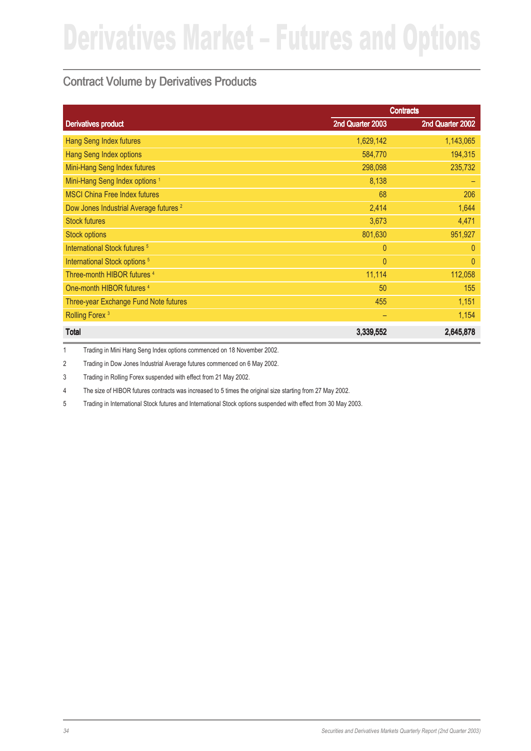# Derivatives Market – Futures and Options

## Contract Volume by Derivatives Products

| Derivatives product | Contracts | |
|---|---|---|
| | 2nd Quarter 2003 | 2nd Quarter 2002 |
| Hang Seng Index futures | 1,629,142 | 1,143,065 |
| Hang Seng Index options | 584,770 | 194,315 |
| Mini-Hang Seng Index futures | 298,098 | 235,732 |
| Mini-Hang Seng Index options [1] | 8,138 | – |
| MSCI China Free Index futures | 68 | 206 |
| Dow Jones Industrial Average futures [2] | 2,414 | 1,644 |
| Stock futures | 3,673 | 4,471 |
| Stock options | 801,630 | 951,927 |
| International Stock futures [5] | 0 | 0 |
| International Stock options [5] | 0 | 0 |
| Three-month HIBOR futures [4] | 11,114 | 112,058 |
| One-month HIBOR futures [4] | 50 | 155 |
| Three-year Exchange Fund Note futures | 455 | 1,151 |
| Rolling Forex [3] | – | 1,154 |
| **Total** | **3,339,552** | **2,645,878** |

1 Trading in Mini Hang Seng Index options commenced on 18 November 2002.

2 Trading in Dow Jones Industrial Average futures commenced on 6 May 2002.

3 Trading in Rolling Forex suspended with effect from 21 May 2002.

4 The size of HIBOR futures contracts was increased to 5 times the original size starting from 27 May 2002.

5 Trading in International Stock futures and International Stock options suspended with effect from 30 May 2003.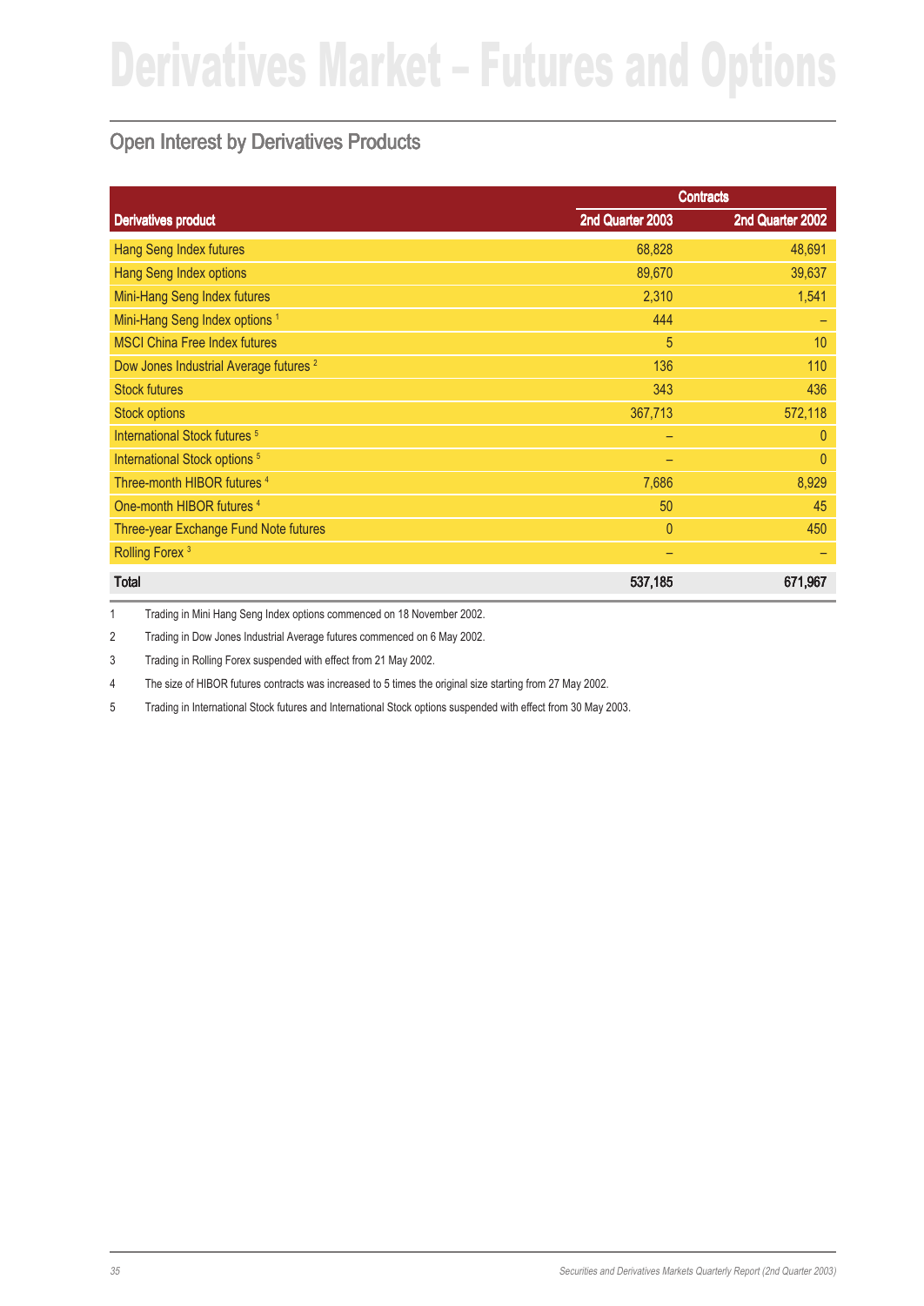# Derivatives Market – Futures and Options

## Open Interest by Derivatives Products

| Derivatives product | Contracts | |
|---|---|---|
| | 2nd Quarter 2003 | 2nd Quarter 2002 |
| Hang Seng Index futures | 68,828 | 48,691 |
| Hang Seng Index options | 89,670 | 39,637 |
| Mini-Hang Seng Index futures | 2,310 | 1,541 |
| Mini-Hang Seng Index options [1] | 444 | – |
| MSCI China Free Index futures | 5 | 10 |
| Dow Jones Industrial Average futures [2] | 136 | 110 |
| Stock futures | 343 | 436 |
| Stock options | 367,713 | 572,118 |
| International Stock futures [5] | – | 0 |
| International Stock options [5] | – | 0 |
| Three-month HIBOR futures [4] | 7,686 | 8,929 |
| One-month HIBOR futures [4] | 50 | 45 |
| Three-year Exchange Fund Note futures | 0 | 450 |
| Rolling Forex [3] | – | – |
| **Total** | **537,185** | **671,967** |

1 Trading in Mini Hang Seng Index options commenced on 18 November 2002.

2 Trading in Dow Jones Industrial Average futures commenced on 6 May 2002.

3 Trading in Rolling Forex suspended with effect from 21 May 2002.

4 The size of HIBOR futures contracts was increased to 5 times the original size starting from 27 May 2002.

5 Trading in International Stock futures and International Stock options suspended with effect from 30 May 2003.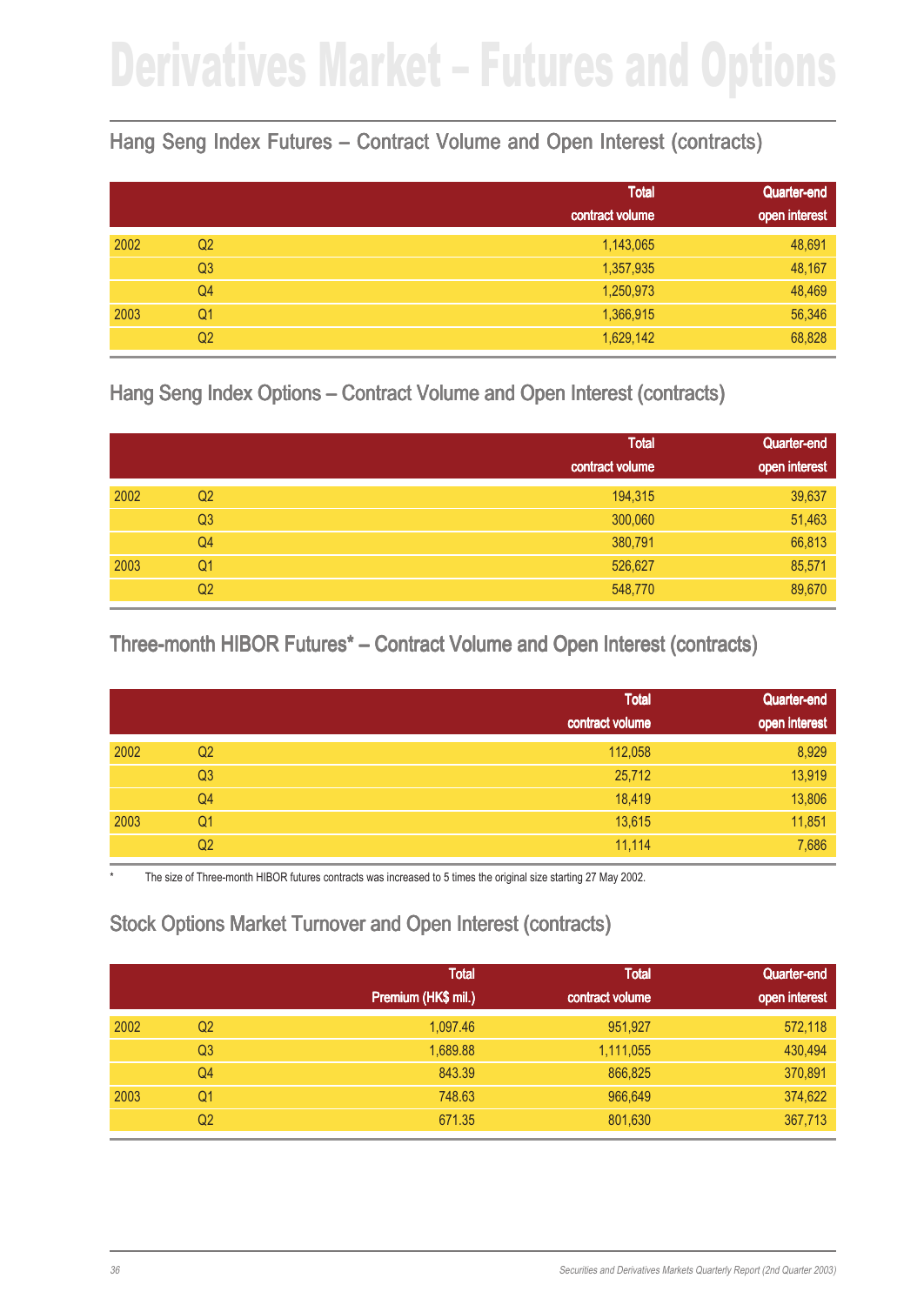# Derivatives Market – Futures and Options

## Hang Seng Index Futures – Contract Volume and Open Interest (contracts)

| | | Total contract volume | Quarter-end open interest |
|---|---|---|---|
| 2002 | Q2 | 1,143,065 | 48,691 |
| | Q3 | 1,357,935 | 48,167 |
| | Q4 | 1,250,973 | 48,469 |
| 2003 | Q1 | 1,366,915 | 56,346 |
| | Q2 | 1,629,142 | 68,828 |

## Hang Seng Index Options – Contract Volume and Open Interest (contracts)

| | | Total contract volume | Quarter-end open interest |
|---|---|---|---|
| 2002 | Q2 | 194,315 | 39,637 |
| | Q3 | 300,060 | 51,463 |
| | Q4 | 380,791 | 66,813 |
| 2003 | Q1 | 526,627 | 85,571 |
| | Q2 | 548,770 | 89,670 |

## Three-month HIBOR Futures* – Contract Volume and Open Interest (contracts)

| | | Total contract volume | Quarter-end open interest |
|---|---|---|---|
| 2002 | Q2 | 112,058 | 8,929 |
| | Q3 | 25,712 | 13,919 |
| | Q4 | 18,419 | 13,806 |
| 2003 | Q1 | 13,615 | 11,851 |
| | Q2 | 11,114 | 7,686 |

* The size of Three-month HIBOR futures contracts was increased to 5 times the original size starting 27 May 2002.

## Stock Options Market Turnover and Open Interest (contracts)

| | | Total Premium (HK$ mil.) | Total contract volume | Quarter-end open interest |
|---|---|---|---|---|
| 2002 | Q2 | 1,097.46 | 951,927 | 572,118 |
| | Q3 | 1,689.88 | 1,111,055 | 430,494 |
| | Q4 | 843.39 | 866,825 | 370,891 |
| 2003 | Q1 | 748.63 | 966,649 | 374,622 |
| | Q2 | 671.35 | 801,630 | 367,713 |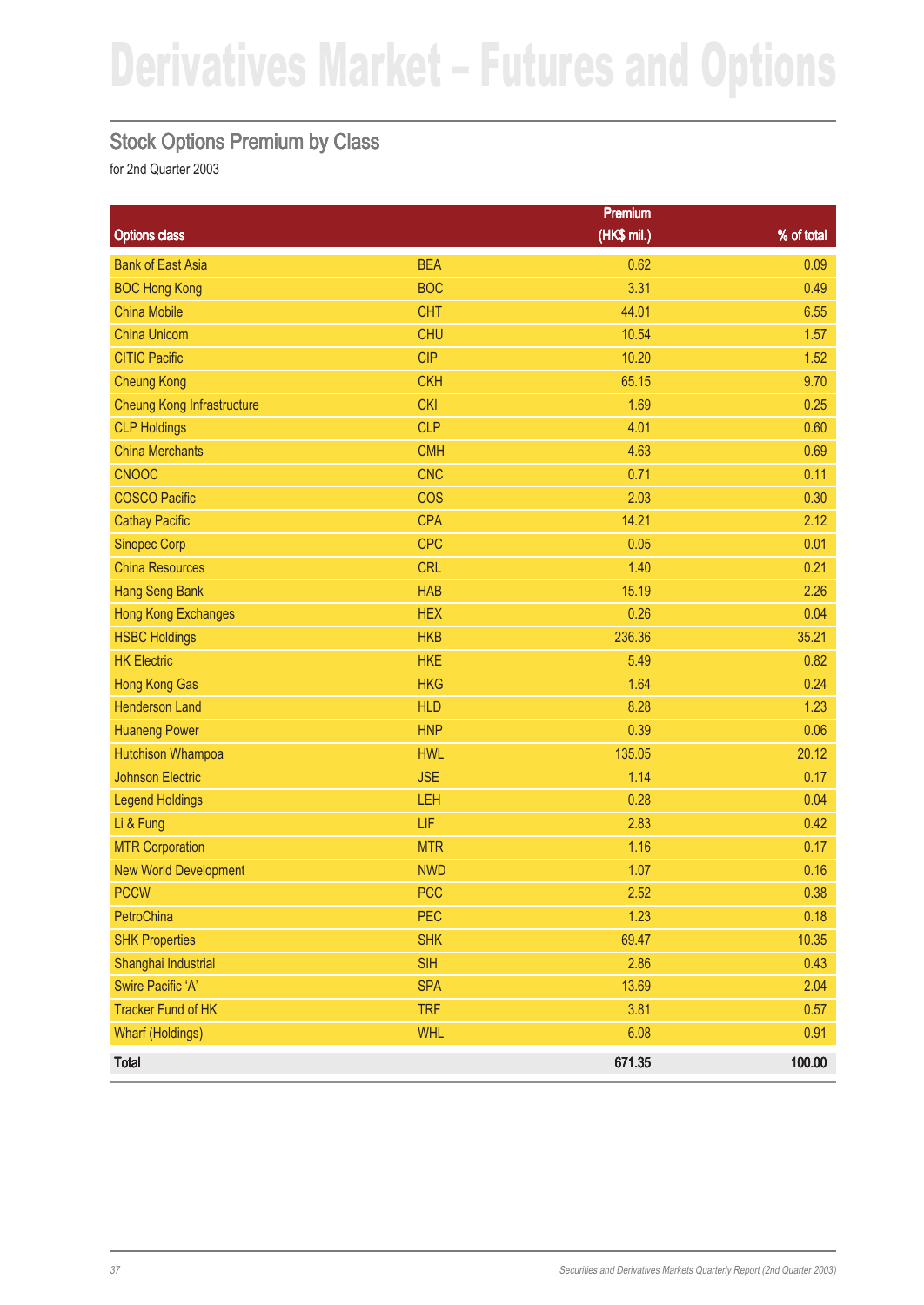# Derivatives Market – Futures and Options

## Stock Options Premium by Class

for 2nd Quarter 2003

| Options class | | Premium (HK$ mil.) | % of total |
|---|---|---|---|
| Bank of East Asia | BEA | 0.62 | 0.09 |
| BOC Hong Kong | BOC | 3.31 | 0.49 |
| China Mobile | CHT | 44.01 | 6.55 |
| China Unicom | CHU | 10.54 | 1.57 |
| CITIC Pacific | CIP | 10.20 | 1.52 |
| Cheung Kong | CKH | 65.15 | 9.70 |
| Cheung Kong Infrastructure | CKI | 1.69 | 0.25 |
| CLP Holdings | CLP | 4.01 | 0.60 |
| China Merchants | CMH | 4.63 | 0.69 |
| CNOOC | CNC | 0.71 | 0.11 |
| COSCO Pacific | COS | 2.03 | 0.30 |
| Cathay Pacific | CPA | 14.21 | 2.12 |
| Sinopec Corp | CPC | 0.05 | 0.01 |
| China Resources | CRL | 1.40 | 0.21 |
| Hang Seng Bank | HAB | 15.19 | 2.26 |
| Hong Kong Exchanges | HEX | 0.26 | 0.04 |
| HSBC Holdings | HKB | 236.36 | 35.21 |
| HK Electric | HKE | 5.49 | 0.82 |
| Hong Kong Gas | HKG | 1.64 | 0.24 |
| Henderson Land | HLD | 8.28 | 1.23 |
| Huaneng Power | HNP | 0.39 | 0.06 |
| Hutchison Whampoa | HWL | 135.05 | 20.12 |
| Johnson Electric | JSE | 1.14 | 0.17 |
| Legend Holdings | LEH | 0.28 | 0.04 |
| Li & Fung | LIF | 2.83 | 0.42 |
| MTR Corporation | MTR | 1.16 | 0.17 |
| New World Development | NWD | 1.07 | 0.16 |
| PCCW | PCC | 2.52 | 0.38 |
| PetroChina | PEC | 1.23 | 0.18 |
| SHK Properties | SHK | 69.47 | 10.35 |
| Shanghai Industrial | SIH | 2.86 | 0.43 |
| Swire Pacific 'A' | SPA | 13.69 | 2.04 |
| Tracker Fund of HK | TRF | 3.81 | 0.57 |
| Wharf (Holdings) | WHL | 6.08 | 0.91 |
| **Total** | | **671.35** | **100.00** |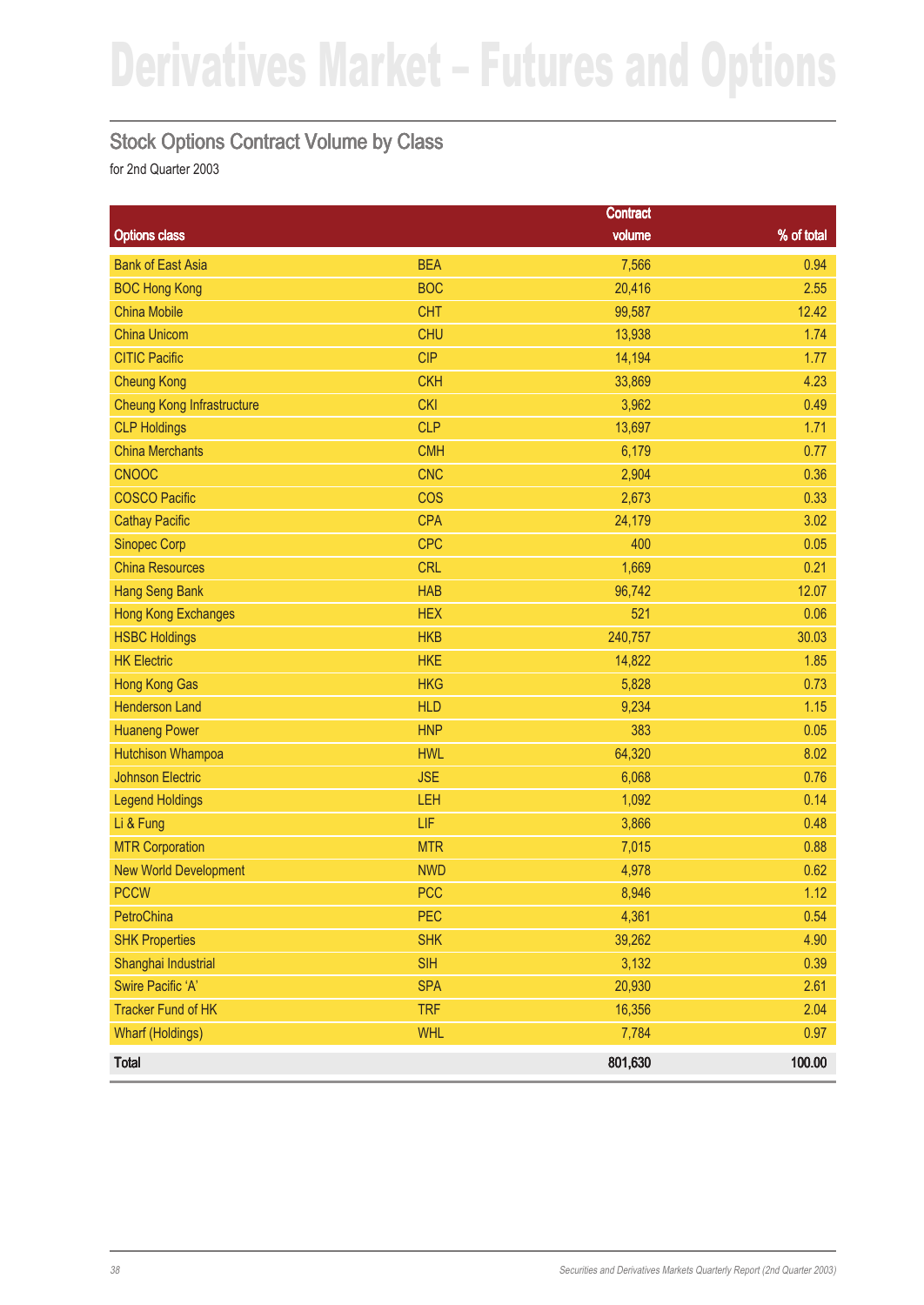# Derivatives Market – Futures and Options

## Stock Options Contract Volume by Class

for 2nd Quarter 2003

| Options class | | Contract volume | % of total |
|---|---|---|---|
| Bank of East Asia | BEA | 7,566 | 0.94 |
| BOC Hong Kong | BOC | 20,416 | 2.55 |
| China Mobile | CHT | 99,587 | 12.42 |
| China Unicom | CHU | 13,938 | 1.74 |
| CITIC Pacific | CIP | 14,194 | 1.77 |
| Cheung Kong | CKH | 33,869 | 4.23 |
| Cheung Kong Infrastructure | CKI | 3,962 | 0.49 |
| CLP Holdings | CLP | 13,697 | 1.71 |
| China Merchants | CMH | 6,179 | 0.77 |
| CNOOC | CNC | 2,904 | 0.36 |
| COSCO Pacific | COS | 2,673 | 0.33 |
| Cathay Pacific | CPA | 24,179 | 3.02 |
| Sinopec Corp | CPC | 400 | 0.05 |
| China Resources | CRL | 1,669 | 0.21 |
| Hang Seng Bank | HAB | 96,742 | 12.07 |
| Hong Kong Exchanges | HEX | 521 | 0.06 |
| HSBC Holdings | HKB | 240,757 | 30.03 |
| HK Electric | HKE | 14,822 | 1.85 |
| Hong Kong Gas | HKG | 5,828 | 0.73 |
| Henderson Land | HLD | 9,234 | 1.15 |
| Huaneng Power | HNP | 383 | 0.05 |
| Hutchison Whampoa | HWL | 64,320 | 8.02 |
| Johnson Electric | JSE | 6,068 | 0.76 |
| Legend Holdings | LEH | 1,092 | 0.14 |
| Li & Fung | LIF | 3,866 | 0.48 |
| MTR Corporation | MTR | 7,015 | 0.88 |
| New World Development | NWD | 4,978 | 0.62 |
| PCCW | PCC | 8,946 | 1.12 |
| PetroChina | PEC | 4,361 | 0.54 |
| SHK Properties | SHK | 39,262 | 4.90 |
| Shanghai Industrial | SIH | 3,132 | 0.39 |
| Swire Pacific 'A' | SPA | 20,930 | 2.61 |
| Tracker Fund of HK | TRF | 16,356 | 2.04 |
| Wharf (Holdings) | WHL | 7,784 | 0.97 |
| **Total** | | **801,630** | **100.00** |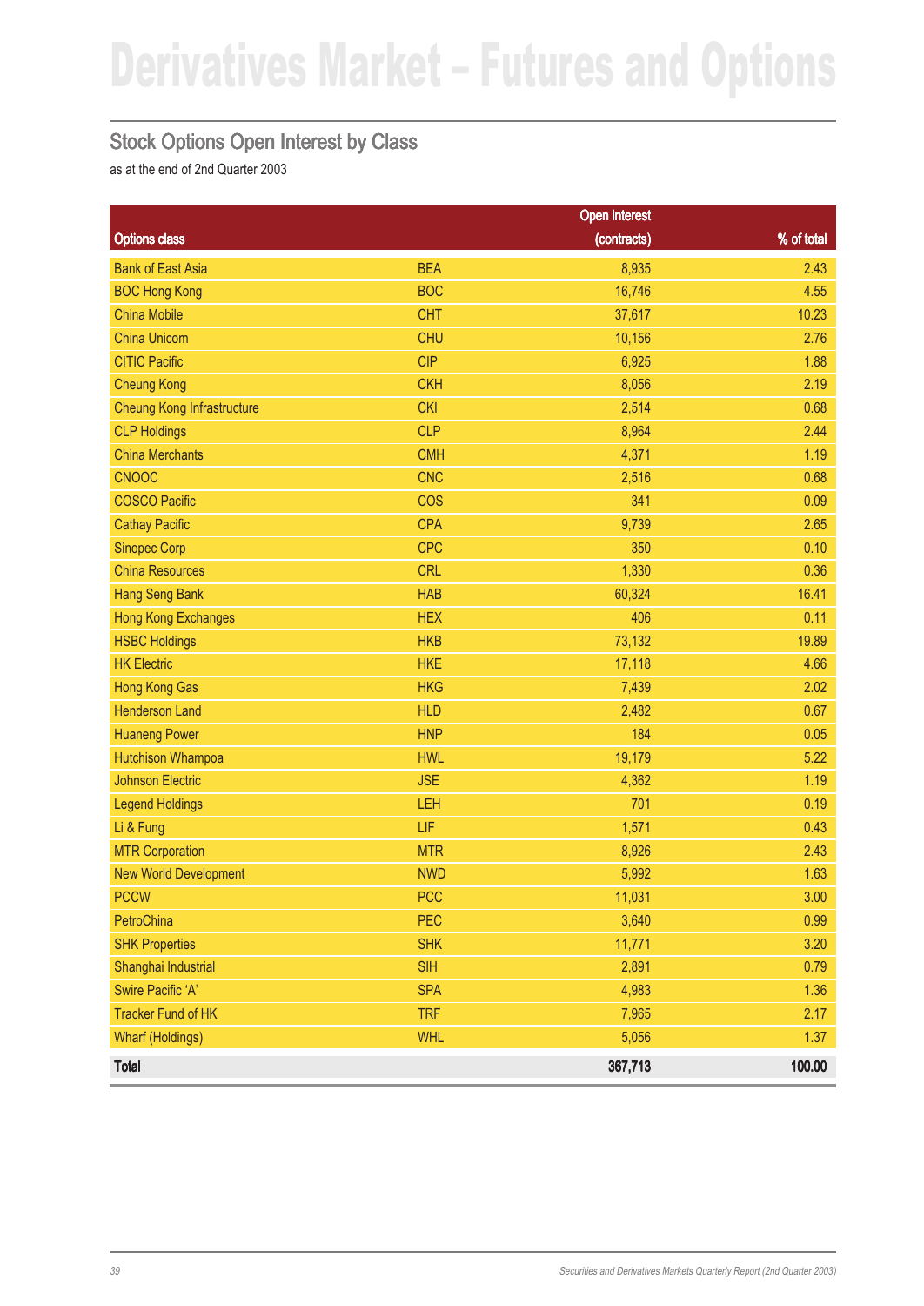# Derivatives Market – Futures and Options

## Stock Options Open Interest by Class

as at the end of 2nd Quarter 2003

| Options class | | Open interest (contracts) | % of total |
|---|---|---|---|
| Bank of East Asia | BEA | 8,935 | 2.43 |
| BOC Hong Kong | BOC | 16,746 | 4.55 |
| China Mobile | CHT | 37,617 | 10.23 |
| China Unicom | CHU | 10,156 | 2.76 |
| CITIC Pacific | CIP | 6,925 | 1.88 |
| Cheung Kong | CKH | 8,056 | 2.19 |
| Cheung Kong Infrastructure | CKI | 2,514 | 0.68 |
| CLP Holdings | CLP | 8,964 | 2.44 |
| China Merchants | CMH | 4,371 | 1.19 |
| CNOOC | CNC | 2,516 | 0.68 |
| COSCO Pacific | COS | 341 | 0.09 |
| Cathay Pacific | CPA | 9,739 | 2.65 |
| Sinopec Corp | CPC | 350 | 0.10 |
| China Resources | CRL | 1,330 | 0.36 |
| Hang Seng Bank | HAB | 60,324 | 16.41 |
| Hong Kong Exchanges | HEX | 406 | 0.11 |
| HSBC Holdings | HKB | 73,132 | 19.89 |
| HK Electric | HKE | 17,118 | 4.66 |
| Hong Kong Gas | HKG | 7,439 | 2.02 |
| Henderson Land | HLD | 2,482 | 0.67 |
| Huaneng Power | HNP | 184 | 0.05 |
| Hutchison Whampoa | HWL | 19,179 | 5.22 |
| Johnson Electric | JSE | 4,362 | 1.19 |
| Legend Holdings | LEH | 701 | 0.19 |
| Li & Fung | LIF | 1,571 | 0.43 |
| MTR Corporation | MTR | 8,926 | 2.43 |
| New World Development | NWD | 5,992 | 1.63 |
| PCCW | PCC | 11,031 | 3.00 |
| PetroChina | PEC | 3,640 | 0.99 |
| SHK Properties | SHK | 11,771 | 3.20 |
| Shanghai Industrial | SIH | 2,891 | 0.79 |
| Swire Pacific 'A' | SPA | 4,983 | 1.36 |
| Tracker Fund of HK | TRF | 7,965 | 2.17 |
| Wharf (Holdings) | WHL | 5,056 | 1.37 |
| **Total** | | **367,713** | **100.00** |